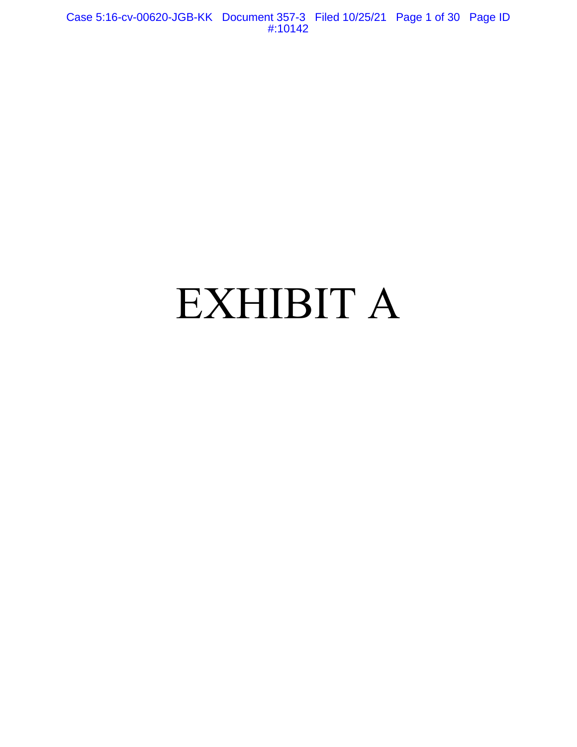# EXHIBIT A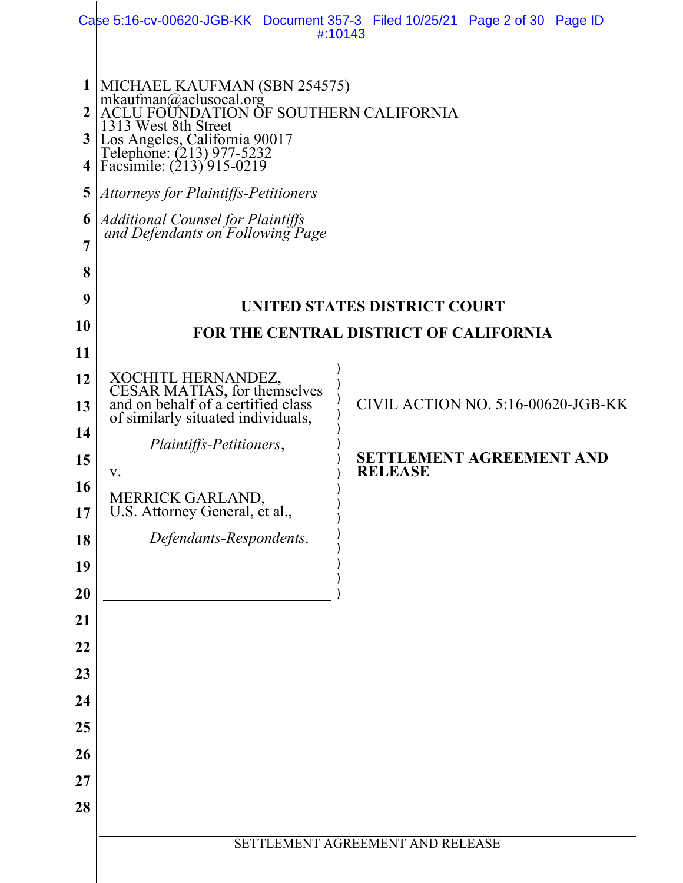MICHAEL KAUFMAN (SBN 254575)
mkaufman@aclusocal.org
ACLU FOUNDATION OF SOUTHERN CALIFORNIA
1313 West 8th Street
Los Angeles, California 90017
Telephone: (213) 977-5232
Facsimile: (213) 915-0219

*Attorneys for Plaintiffs-Petitioners*

*Additional Counsel for Plaintiffs and Defendants on Following Page*

**UNITED STATES DISTRICT COURT**

**FOR THE CENTRAL DISTRICT OF CALIFORNIA**

XOCHITL HERNANDEZ, CESAR MATIAS, for themselves and on behalf of a certified class of similarly situated individuals,

*Plaintiffs-Petitioners*,

v.

MERRICK GARLAND, U.S. Attorney General, et al.,

*Defendants-Respondents*.

CIVIL ACTION NO. 5:16-00620-JGB-KK

**SETTLEMENT AGREEMENT AND RELEASE**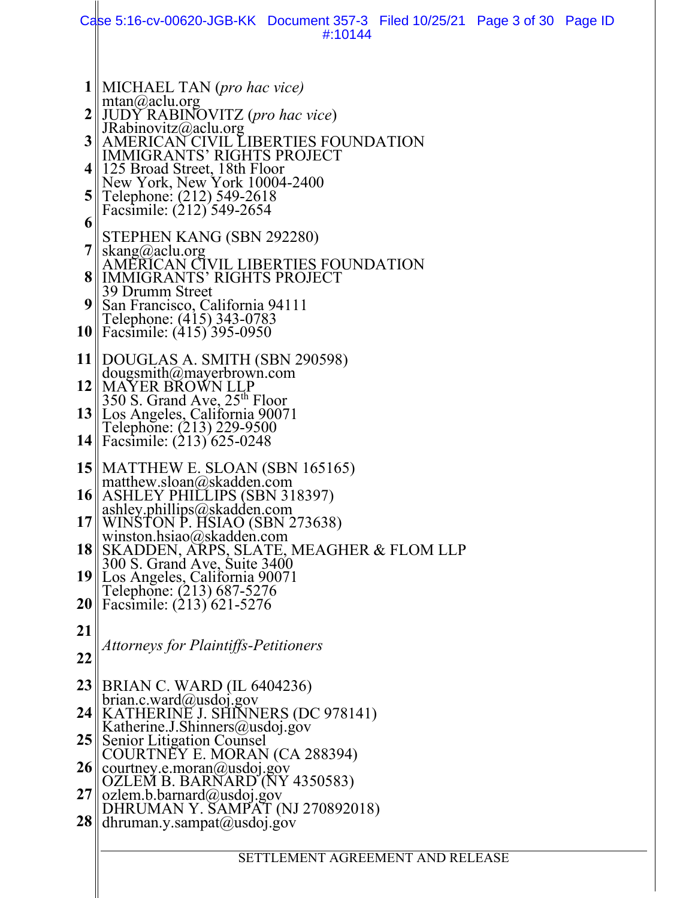MICHAEL TAN (*pro hac vice*)
mtan@aclu.org
JUDY RABINOVITZ (*pro hac vice*)
JRabinovitz@aclu.org
AMERICAN CIVIL LIBERTIES FOUNDATION
IMMIGRANTS' RIGHTS PROJECT
125 Broad Street, 18th Floor
New York, New York 10004-2400
Telephone: (212) 549-2618
Facsimile: (212) 549-2654

STEPHEN KANG (SBN 292280)
skang@aclu.org
AMERICAN CIVIL LIBERTIES FOUNDATION
IMMIGRANTS' RIGHTS PROJECT
39 Drumm Street
San Francisco, California 94111
Telephone: (415) 343-0783
Facsimile: (415) 395-0950

DOUGLAS A. SMITH (SBN 290598)
dougsmith@mayerbrown.com
MAYER BROWN LLP
350 S. Grand Ave, 25th Floor
Los Angeles, California 90071
Telephone: (213) 229-9500
Facsimile: (213) 625-0248

MATTHEW E. SLOAN (SBN 165165)
matthew.sloan@skadden.com
ASHLEY PHILLIPS (SBN 318397)
ashley.phillips@skadden.com
WINSTON P. HSIAO (SBN 273638)
winston.hsiao@skadden.com
SKADDEN, ARPS, SLATE, MEAGHER & FLOM LLP
300 S. Grand Ave, Suite 3400
Los Angeles, California 90071
Telephone: (213) 687-5276
Facsimile: (213) 621-5276

*Attorneys for Plaintiffs-Petitioners*

BRIAN C. WARD (IL 6404236)
brian.c.ward@usdoj.gov
KATHERINE J. SHINNERS (DC 978141)
Katherine.J.Shinners@usdoj.gov
Senior Litigation Counsel
COURTNEY E. MORAN (CA 288394)
courtney.e.moran@usdoj.gov
OZLEM B. BARNARD (NY 4350583)
ozlem.b.barnard@usdoj.gov
DHRUMAN Y. SAMPAT (NJ 270892018)
dhruman.y.sampat@usdoj.gov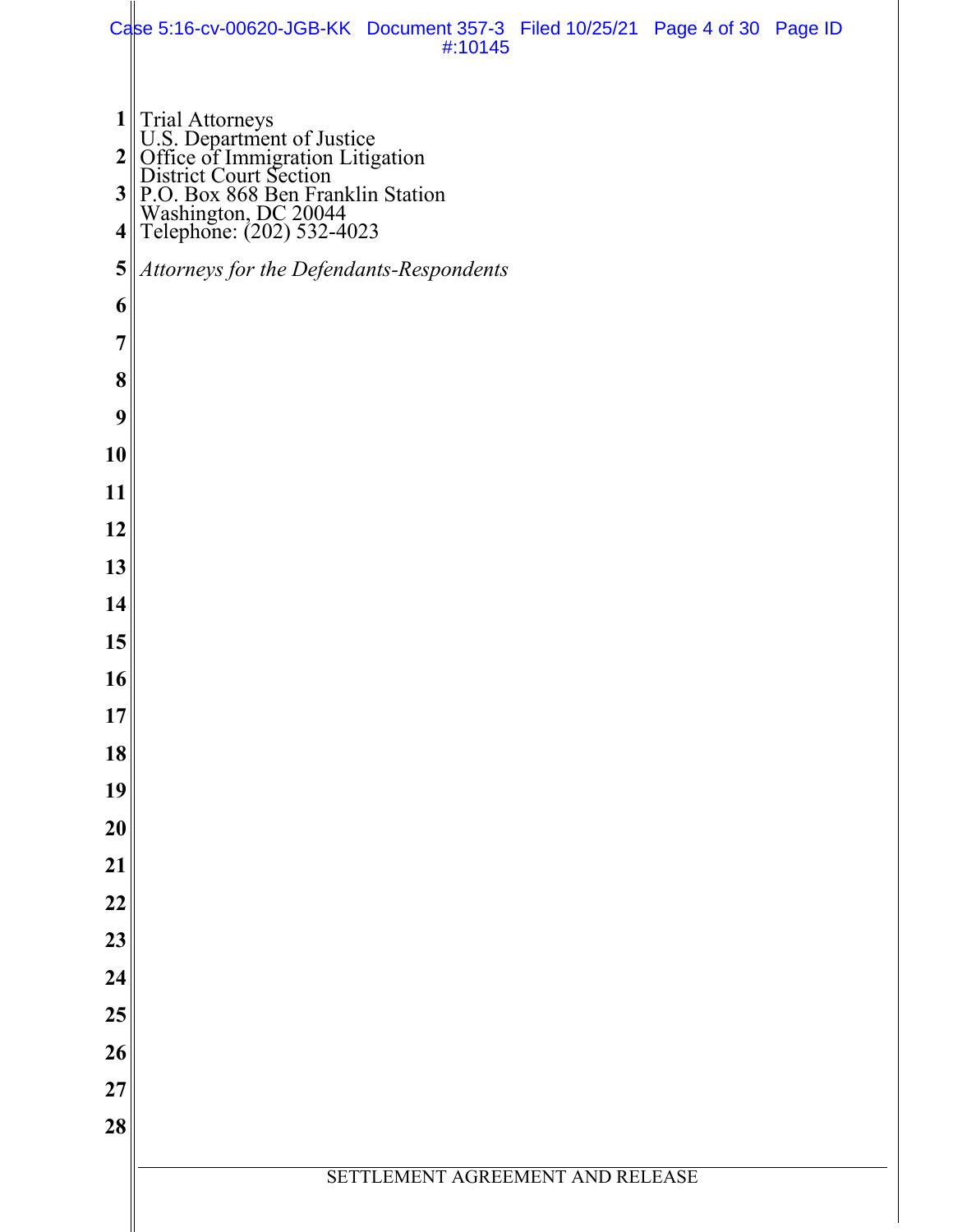Trial Attorneys
U.S. Department of Justice
Office of Immigration Litigation
District Court Section
P.O. Box 868 Ben Franklin Station
Washington, DC 20044
Telephone: (202) 532-4023

*Attorneys for the Defendants-Respondents*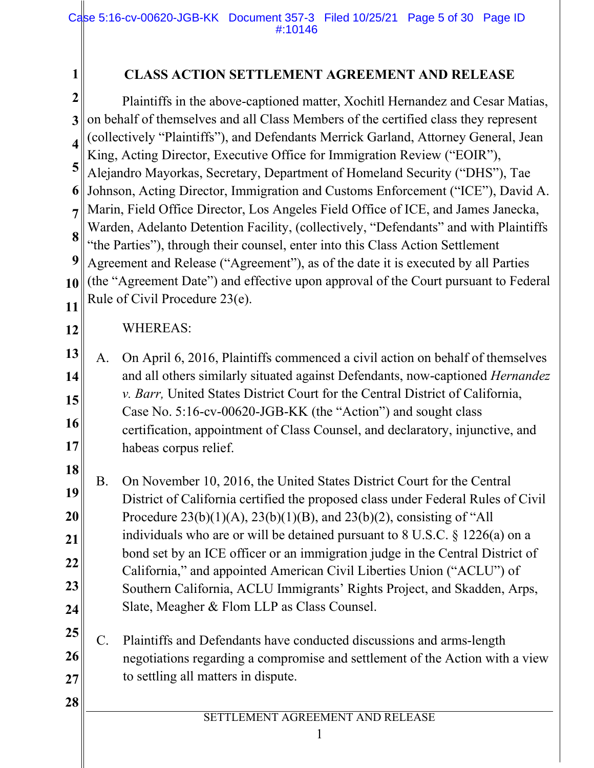# CLASS ACTION SETTLEMENT AGREEMENT AND RELEASE

Plaintiffs in the above-captioned matter, Xochitl Hernandez and Cesar Matias, on behalf of themselves and all Class Members of the certified class they represent (collectively "Plaintiffs"), and Defendants Merrick Garland, Attorney General, Jean King, Acting Director, Executive Office for Immigration Review ("EOIR"), Alejandro Mayorkas, Secretary, Department of Homeland Security ("DHS"), Tae Johnson, Acting Director, Immigration and Customs Enforcement ("ICE"), David A. Marin, Field Office Director, Los Angeles Field Office of ICE, and James Janecka, Warden, Adelanto Detention Facility, (collectively, "Defendants" and with Plaintiffs "the Parties"), through their counsel, enter into this Class Action Settlement Agreement and Release ("Agreement"), as of the date it is executed by all Parties (the "Agreement Date") and effective upon approval of the Court pursuant to Federal Rule of Civil Procedure 23(e).

WHEREAS:

A. On April 6, 2016, Plaintiffs commenced a civil action on behalf of themselves and all others similarly situated against Defendants, now-captioned *Hernandez v. Barr,* United States District Court for the Central District of California, Case No. 5:16-cv-00620-JGB-KK (the "Action") and sought class certification, appointment of Class Counsel, and declaratory, injunctive, and habeas corpus relief.

B. On November 10, 2016, the United States District Court for the Central District of California certified the proposed class under Federal Rules of Civil Procedure 23(b)(1)(A), 23(b)(1)(B), and 23(b)(2), consisting of "All individuals who are or will be detained pursuant to 8 U.S.C. § 1226(a) on a bond set by an ICE officer or an immigration judge in the Central District of California," and appointed American Civil Liberties Union ("ACLU") of Southern California, ACLU Immigrants' Rights Project, and Skadden, Arps, Slate, Meagher & Flom LLP as Class Counsel.

C. Plaintiffs and Defendants have conducted discussions and arms-length negotiations regarding a compromise and settlement of the Action with a view to settling all matters in dispute.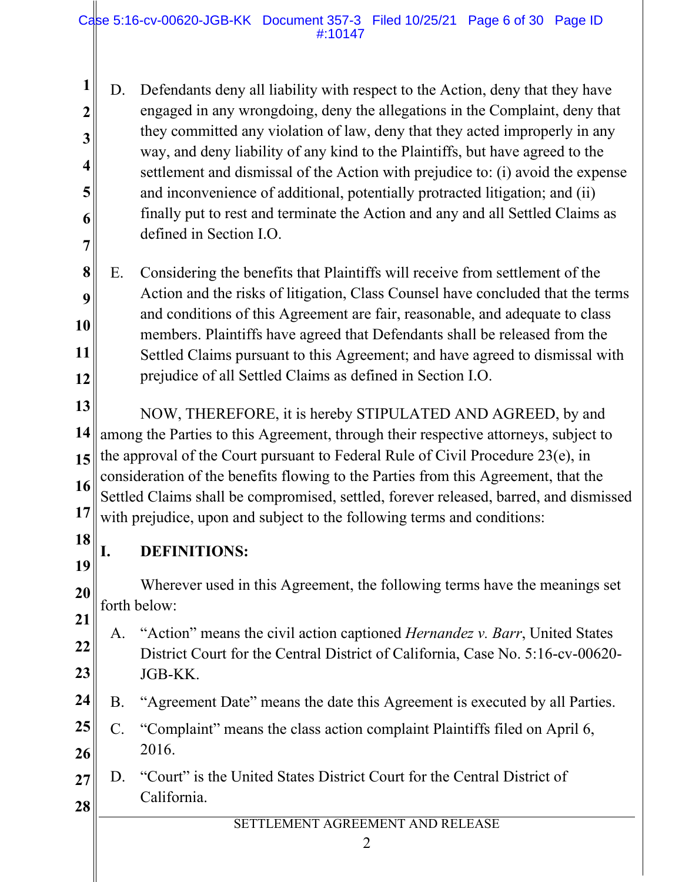D. Defendants deny all liability with respect to the Action, deny that they have engaged in any wrongdoing, deny the allegations in the Complaint, deny that they committed any violation of law, deny that they acted improperly in any way, and deny liability of any kind to the Plaintiffs, but have agreed to the settlement and dismissal of the Action with prejudice to: (i) avoid the expense and inconvenience of additional, potentially protracted litigation; and (ii) finally put to rest and terminate the Action and any and all Settled Claims as defined in Section I.O.

E. Considering the benefits that Plaintiffs will receive from settlement of the Action and the risks of litigation, Class Counsel have concluded that the terms and conditions of this Agreement are fair, reasonable, and adequate to class members. Plaintiffs have agreed that Defendants shall be released from the Settled Claims pursuant to this Agreement; and have agreed to dismissal with prejudice of all Settled Claims as defined in Section I.O.

NOW, THEREFORE, it is hereby STIPULATED AND AGREED, by and among the Parties to this Agreement, through their respective attorneys, subject to the approval of the Court pursuant to Federal Rule of Civil Procedure 23(e), in consideration of the benefits flowing to the Parties from this Agreement, that the Settled Claims shall be compromised, settled, forever released, barred, and dismissed with prejudice, upon and subject to the following terms and conditions:

## I. DEFINITIONS:

Wherever used in this Agreement, the following terms have the meanings set forth below:

A. "Action" means the civil action captioned *Hernandez v. Barr*, United States District Court for the Central District of California, Case No. 5:16-cv-00620-JGB-KK.

B. "Agreement Date" means the date this Agreement is executed by all Parties.

C. "Complaint" means the class action complaint Plaintiffs filed on April 6, 2016.

D. "Court" is the United States District Court for the Central District of California.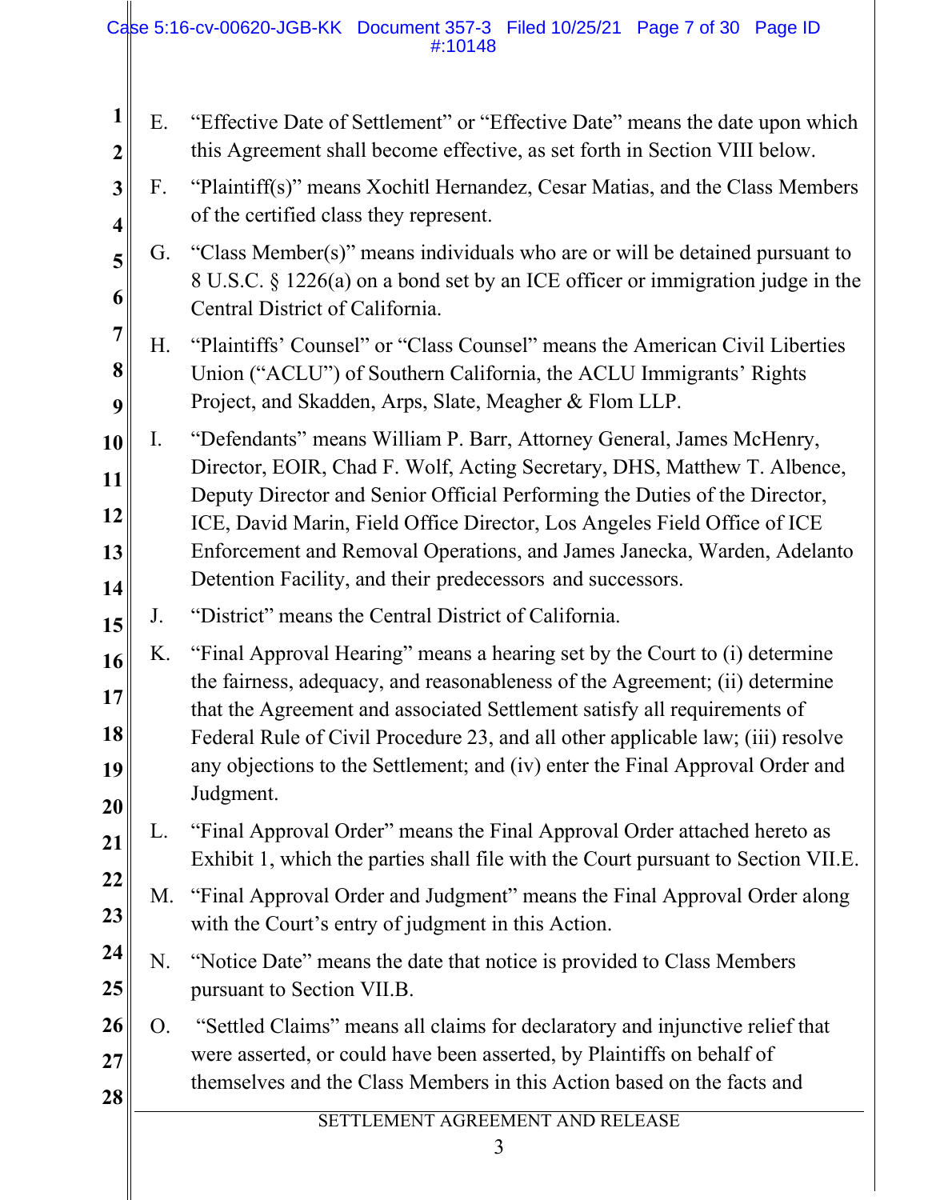E. "Effective Date of Settlement" or "Effective Date" means the date upon which this Agreement shall become effective, as set forth in Section VIII below.

F. "Plaintiff(s)" means Xochitl Hernandez, Cesar Matias, and the Class Members of the certified class they represent.

G. "Class Member(s)" means individuals who are or will be detained pursuant to 8 U.S.C. § 1226(a) on a bond set by an ICE officer or immigration judge in the Central District of California.

H. "Plaintiffs' Counsel" or "Class Counsel" means the American Civil Liberties Union ("ACLU") of Southern California, the ACLU Immigrants' Rights Project, and Skadden, Arps, Slate, Meagher & Flom LLP.

I. "Defendants" means William P. Barr, Attorney General, James McHenry, Director, EOIR, Chad F. Wolf, Acting Secretary, DHS, Matthew T. Albence, Deputy Director and Senior Official Performing the Duties of the Director, ICE, David Marin, Field Office Director, Los Angeles Field Office of ICE Enforcement and Removal Operations, and James Janecka, Warden, Adelanto Detention Facility, and their predecessors and successors.

J. "District" means the Central District of California.

K. "Final Approval Hearing" means a hearing set by the Court to (i) determine the fairness, adequacy, and reasonableness of the Agreement; (ii) determine that the Agreement and associated Settlement satisfy all requirements of Federal Rule of Civil Procedure 23, and all other applicable law; (iii) resolve any objections to the Settlement; and (iv) enter the Final Approval Order and Judgment.

L. "Final Approval Order" means the Final Approval Order attached hereto as Exhibit 1, which the parties shall file with the Court pursuant to Section VII.E.

M. "Final Approval Order and Judgment" means the Final Approval Order along with the Court's entry of judgment in this Action.

N. "Notice Date" means the date that notice is provided to Class Members pursuant to Section VII.B.

O. "Settled Claims" means all claims for declaratory and injunctive relief that were asserted, or could have been asserted, by Plaintiffs on behalf of themselves and the Class Members in this Action based on the facts and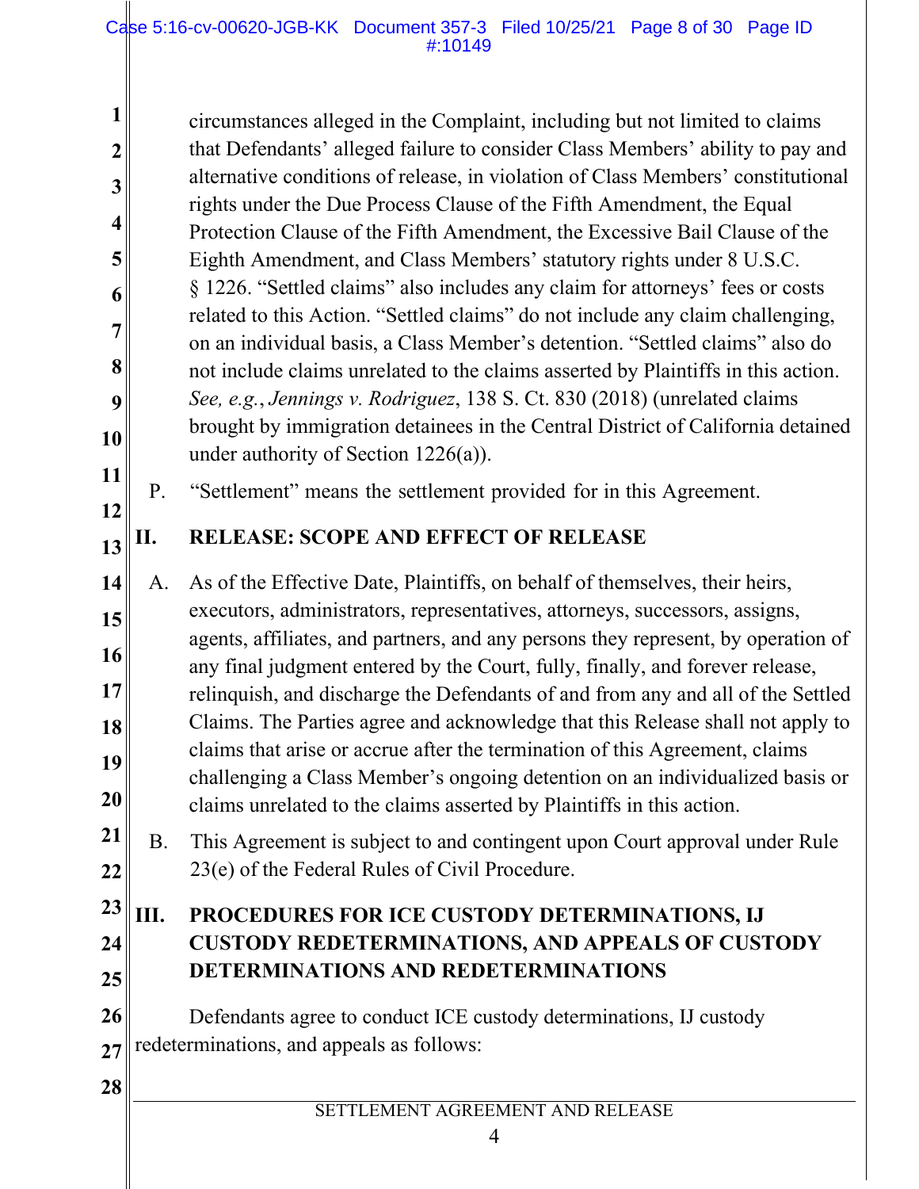circumstances alleged in the Complaint, including but not limited to claims that Defendants' alleged failure to consider Class Members' ability to pay and alternative conditions of release, in violation of Class Members' constitutional rights under the Due Process Clause of the Fifth Amendment, the Equal Protection Clause of the Fifth Amendment, the Excessive Bail Clause of the Eighth Amendment, and Class Members' statutory rights under 8 U.S.C. § 1226. "Settled claims" also includes any claim for attorneys' fees or costs related to this Action. "Settled claims" do not include any claim challenging, on an individual basis, a Class Member's detention. "Settled claims" also do not include claims unrelated to the claims asserted by Plaintiffs in this action. *See, e.g.*, *Jennings v. Rodriguez*, 138 S. Ct. 830 (2018) (unrelated claims brought by immigration detainees in the Central District of California detained under authority of Section 1226(a)).

P. "Settlement" means the settlement provided for in this Agreement.

## II. RELEASE: SCOPE AND EFFECT OF RELEASE

A. As of the Effective Date, Plaintiffs, on behalf of themselves, their heirs, executors, administrators, representatives, attorneys, successors, assigns, agents, affiliates, and partners, and any persons they represent, by operation of any final judgment entered by the Court, fully, finally, and forever release, relinquish, and discharge the Defendants of and from any and all of the Settled Claims. The Parties agree and acknowledge that this Release shall not apply to claims that arise or accrue after the termination of this Agreement, claims challenging a Class Member's ongoing detention on an individualized basis or claims unrelated to the claims asserted by Plaintiffs in this action.

B. This Agreement is subject to and contingent upon Court approval under Rule 23(e) of the Federal Rules of Civil Procedure.

## III. PROCEDURES FOR ICE CUSTODY DETERMINATIONS, IJ CUSTODY REDETERMINATIONS, AND APPEALS OF CUSTODY DETERMINATIONS AND REDETERMINATIONS

Defendants agree to conduct ICE custody determinations, IJ custody redeterminations, and appeals as follows: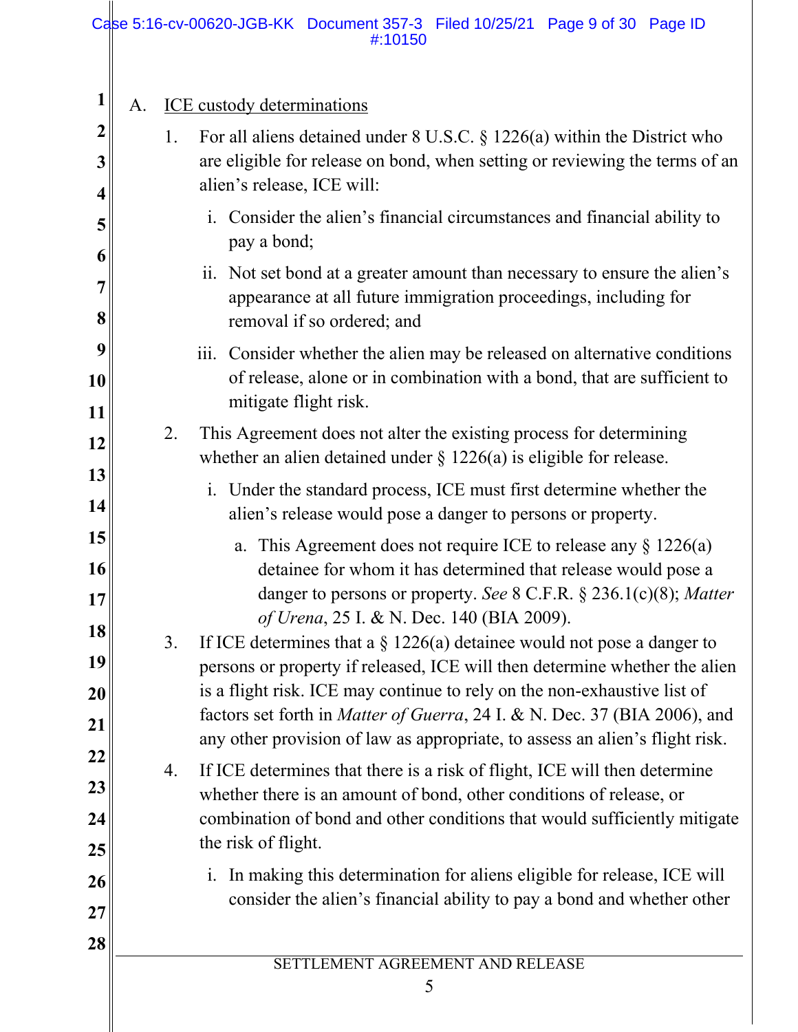A. ICE custody determinations

1. For all aliens detained under 8 U.S.C. § 1226(a) within the District who are eligible for release on bond, when setting or reviewing the terms of an alien's release, ICE will:

   i. Consider the alien's financial circumstances and financial ability to pay a bond;

   ii. Not set bond at a greater amount than necessary to ensure the alien's appearance at all future immigration proceedings, including for removal if so ordered; and

   iii. Consider whether the alien may be released on alternative conditions of release, alone or in combination with a bond, that are sufficient to mitigate flight risk.

2. This Agreement does not alter the existing process for determining whether an alien detained under § 1226(a) is eligible for release.

   i. Under the standard process, ICE must first determine whether the alien's release would pose a danger to persons or property.

      a. This Agreement does not require ICE to release any § 1226(a) detainee for whom it has determined that release would pose a danger to persons or property. *See* 8 C.F.R. § 236.1(c)(8); *Matter of Urena*, 25 I. & N. Dec. 140 (BIA 2009).

3. If ICE determines that a § 1226(a) detainee would not pose a danger to persons or property if released, ICE will then determine whether the alien is a flight risk. ICE may continue to rely on the non-exhaustive list of factors set forth in *Matter of Guerra*, 24 I. & N. Dec. 37 (BIA 2006), and any other provision of law as appropriate, to assess an alien's flight risk.

4. If ICE determines that there is a risk of flight, ICE will then determine whether there is an amount of bond, other conditions of release, or combination of bond and other conditions that would sufficiently mitigate the risk of flight.

   i. In making this determination for aliens eligible for release, ICE will consider the alien's financial ability to pay a bond and whether other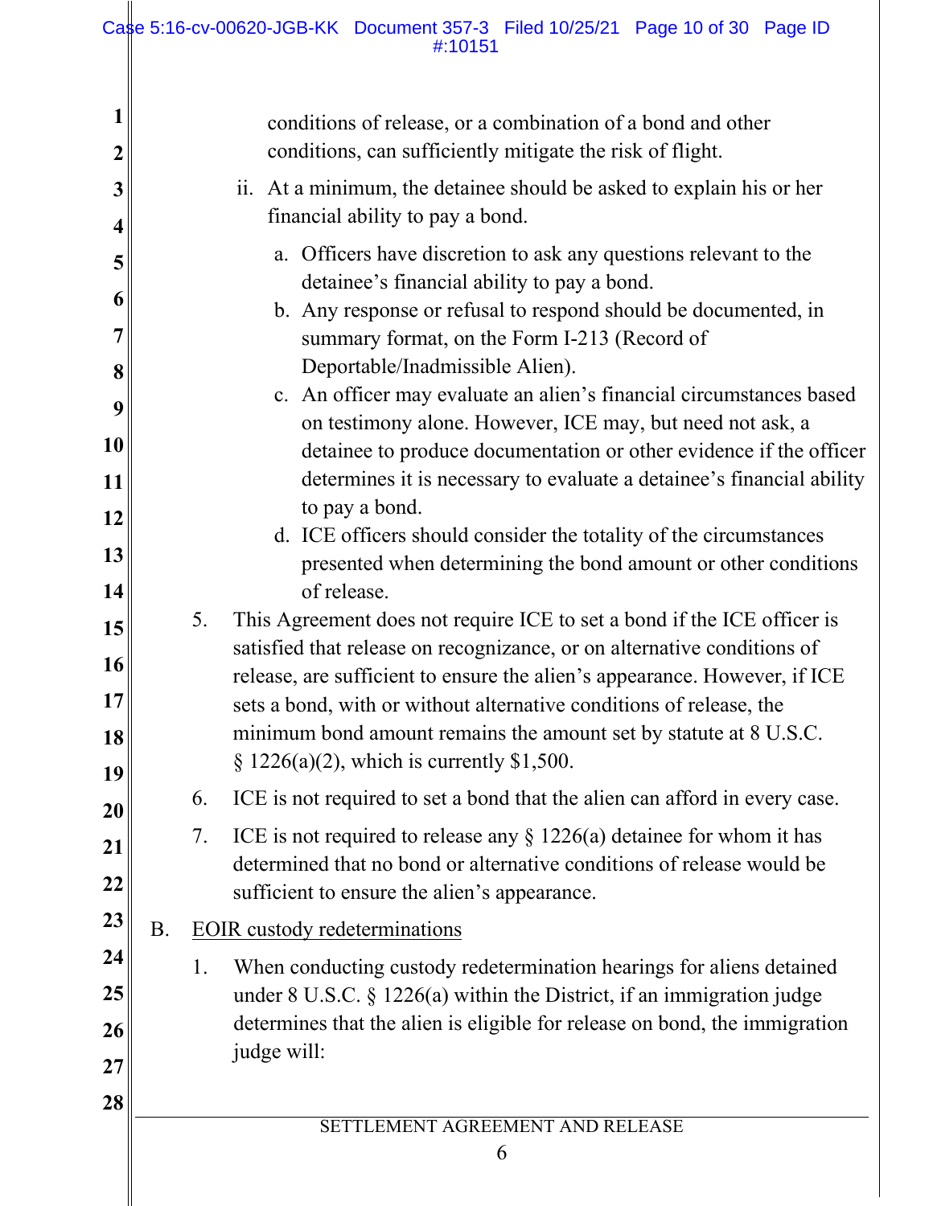conditions of release, or a combination of a bond and other conditions, can sufficiently mitigate the risk of flight.

ii. At a minimum, the detainee should be asked to explain his or her financial ability to pay a bond.

   a. Officers have discretion to ask any questions relevant to the detainee's financial ability to pay a bond.
   b. Any response or refusal to respond should be documented, in summary format, on the Form I-213 (Record of Deportable/Inadmissible Alien).
   c. An officer may evaluate an alien's financial circumstances based on testimony alone. However, ICE may, but need not ask, a detainee to produce documentation or other evidence if the officer determines it is necessary to evaluate a detainee's financial ability to pay a bond.
   d. ICE officers should consider the totality of the circumstances presented when determining the bond amount or other conditions of release.

5. This Agreement does not require ICE to set a bond if the ICE officer is satisfied that release on recognizance, or on alternative conditions of release, are sufficient to ensure the alien's appearance. However, if ICE sets a bond, with or without alternative conditions of release, the minimum bond amount remains the amount set by statute at 8 U.S.C. § 1226(a)(2), which is currently $1,500.

6. ICE is not required to set a bond that the alien can afford in every case.

7. ICE is not required to release any § 1226(a) detainee for whom it has determined that no bond or alternative conditions of release would be sufficient to ensure the alien's appearance.

B. <u>EOIR custody redeterminations</u>

1. When conducting custody redetermination hearings for aliens detained under 8 U.S.C. § 1226(a) within the District, if an immigration judge determines that the alien is eligible for release on bond, the immigration judge will: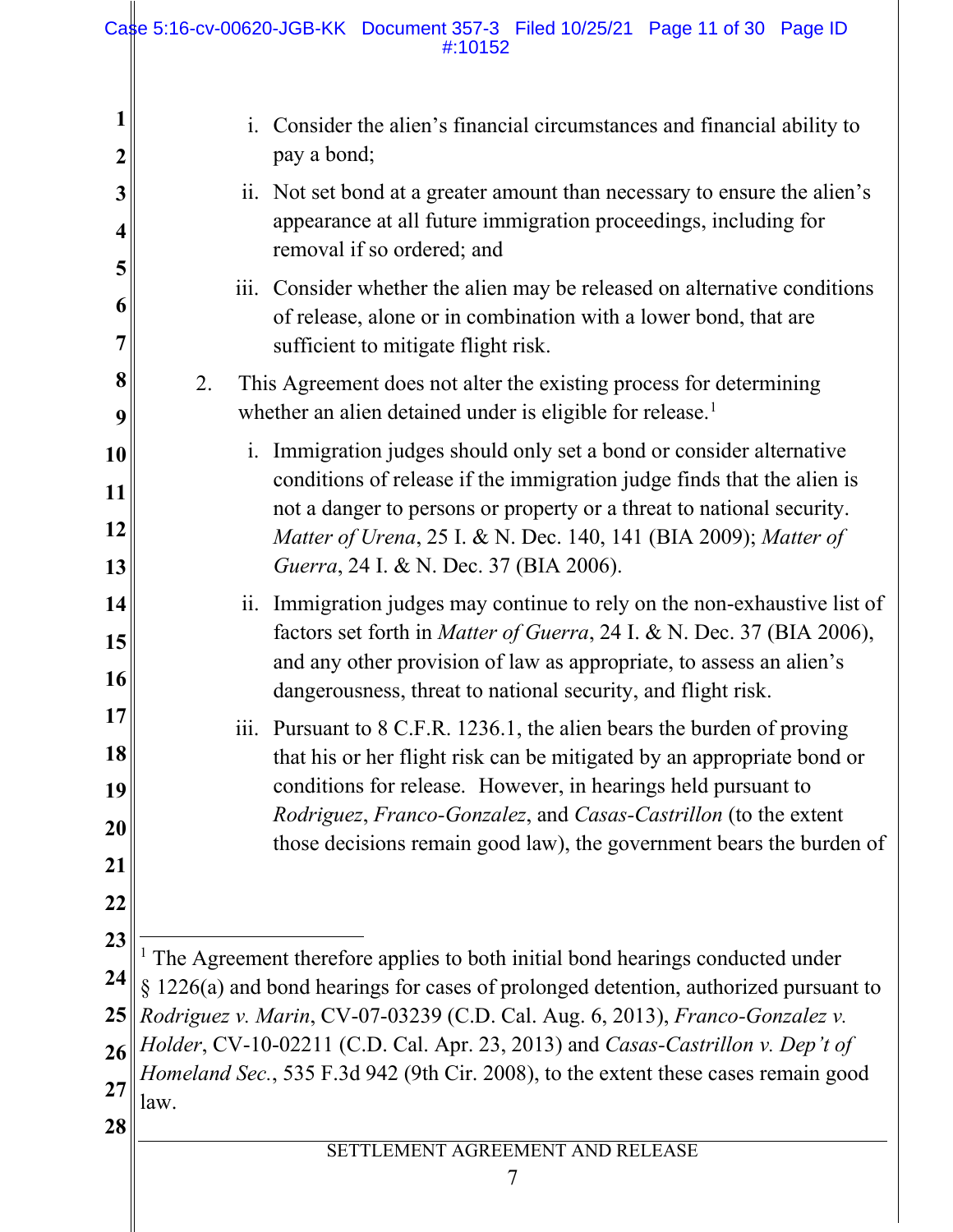i. Consider the alien's financial circumstances and financial ability to pay a bond;

ii. Not set bond at a greater amount than necessary to ensure the alien's appearance at all future immigration proceedings, including for removal if so ordered; and

iii. Consider whether the alien may be released on alternative conditions of release, alone or in combination with a lower bond, that are sufficient to mitigate flight risk.

2. This Agreement does not alter the existing process for determining whether an alien detained under is eligible for release.[1]

i. Immigration judges should only set a bond or consider alternative conditions of release if the immigration judge finds that the alien is not a danger to persons or property or a threat to national security. *Matter of Urena*, 25 I. & N. Dec. 140, 141 (BIA 2009); *Matter of Guerra*, 24 I. & N. Dec. 37 (BIA 2006).

ii. Immigration judges may continue to rely on the non-exhaustive list of factors set forth in *Matter of Guerra*, 24 I. & N. Dec. 37 (BIA 2006), and any other provision of law as appropriate, to assess an alien's dangerousness, threat to national security, and flight risk.

iii. Pursuant to 8 C.F.R. 1236.1, the alien bears the burden of proving that his or her flight risk can be mitigated by an appropriate bond or conditions for release. However, in hearings held pursuant to *Rodriguez*, *Franco-Gonzalez*, and *Casas-Castrillon* (to the extent those decisions remain good law), the government bears the burden of

---

[1] The Agreement therefore applies to both initial bond hearings conducted under § 1226(a) and bond hearings for cases of prolonged detention, authorized pursuant to *Rodriguez v. Marin*, CV-07-03239 (C.D. Cal. Aug. 6, 2013), *Franco-Gonzalez v. Holder*, CV-10-02211 (C.D. Cal. Apr. 23, 2013) and *Casas-Castrillon v. Dep't of Homeland Sec.*, 535 F.3d 942 (9th Cir. 2008), to the extent these cases remain good law.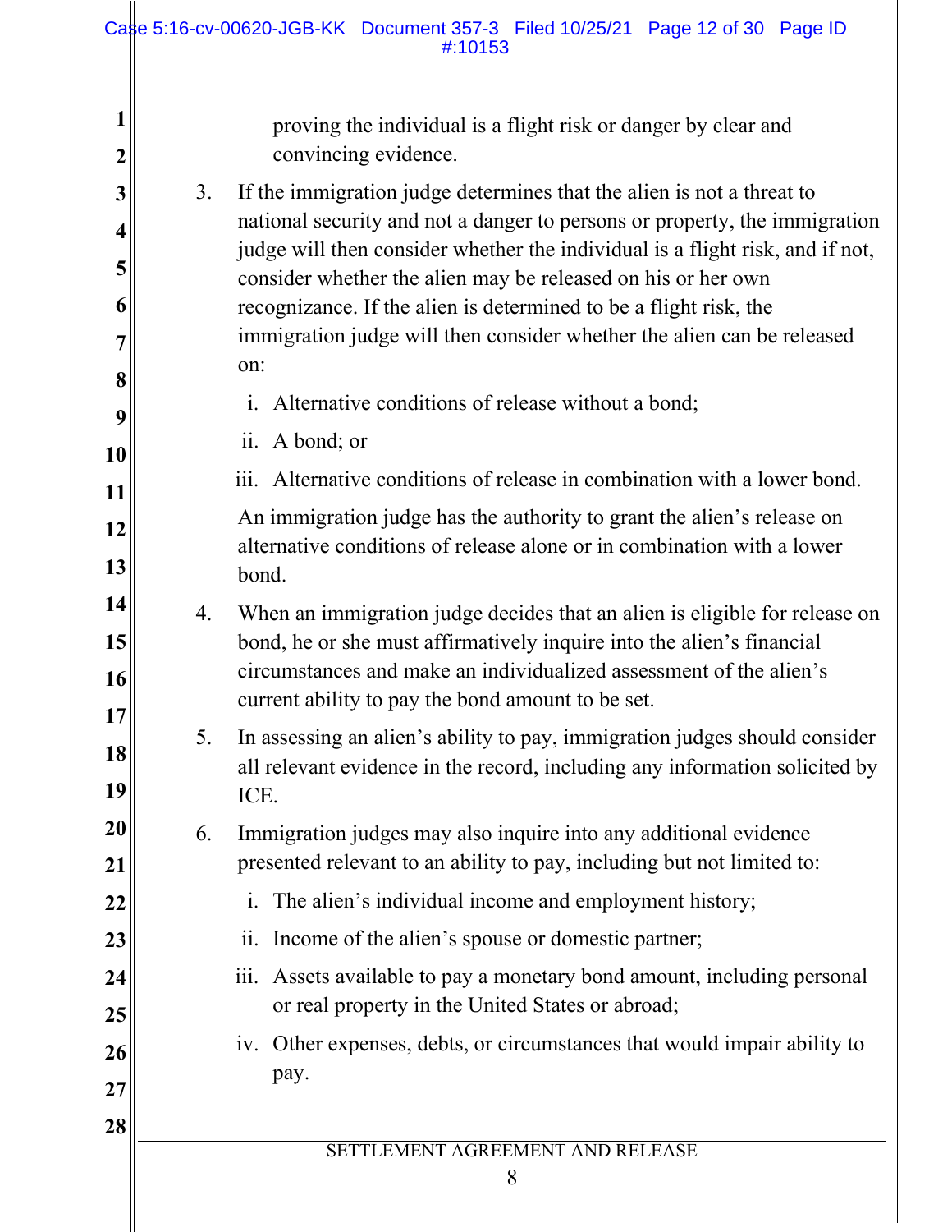proving the individual is a flight risk or danger by clear and convincing evidence.

3. If the immigration judge determines that the alien is not a threat to national security and not a danger to persons or property, the immigration judge will then consider whether the individual is a flight risk, and if not, consider whether the alien may be released on his or her own recognizance. If the alien is determined to be a flight risk, the immigration judge will then consider whether the alien can be released on:

   i. Alternative conditions of release without a bond;

   ii. A bond; or

   iii. Alternative conditions of release in combination with a lower bond.

   An immigration judge has the authority to grant the alien's release on alternative conditions of release alone or in combination with a lower bond.

4. When an immigration judge decides that an alien is eligible for release on bond, he or she must affirmatively inquire into the alien's financial circumstances and make an individualized assessment of the alien's current ability to pay the bond amount to be set.

5. In assessing an alien's ability to pay, immigration judges should consider all relevant evidence in the record, including any information solicited by ICE.

6. Immigration judges may also inquire into any additional evidence presented relevant to an ability to pay, including but not limited to:

   i. The alien's individual income and employment history;

   ii. Income of the alien's spouse or domestic partner;

   iii. Assets available to pay a monetary bond amount, including personal or real property in the United States or abroad;

   iv. Other expenses, debts, or circumstances that would impair ability to pay.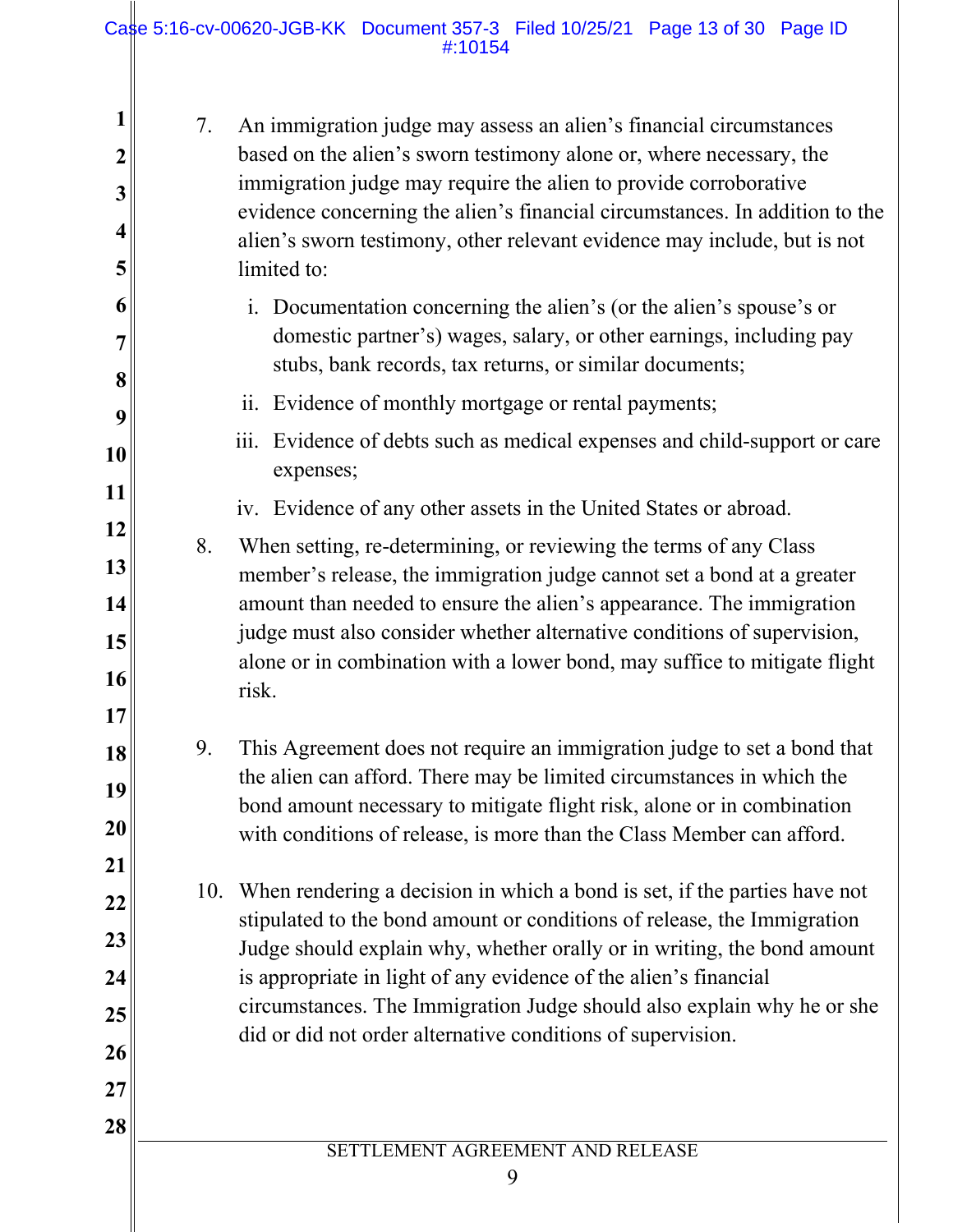7. An immigration judge may assess an alien's financial circumstances based on the alien's sworn testimony alone or, where necessary, the immigration judge may require the alien to provide corroborative evidence concerning the alien's financial circumstances. In addition to the alien's sworn testimony, other relevant evidence may include, but is not limited to:

   i. Documentation concerning the alien's (or the alien's spouse's or domestic partner's) wages, salary, or other earnings, including pay stubs, bank records, tax returns, or similar documents;

   ii. Evidence of monthly mortgage or rental payments;

   iii. Evidence of debts such as medical expenses and child-support or care expenses;

   iv. Evidence of any other assets in the United States or abroad.

8. When setting, re-determining, or reviewing the terms of any Class member's release, the immigration judge cannot set a bond at a greater amount than needed to ensure the alien's appearance. The immigration judge must also consider whether alternative conditions of supervision, alone or in combination with a lower bond, may suffice to mitigate flight risk.

9. This Agreement does not require an immigration judge to set a bond that the alien can afford. There may be limited circumstances in which the bond amount necessary to mitigate flight risk, alone or in combination with conditions of release, is more than the Class Member can afford.

10. When rendering a decision in which a bond is set, if the parties have not stipulated to the bond amount or conditions of release, the Immigration Judge should explain why, whether orally or in writing, the bond amount is appropriate in light of any evidence of the alien's financial circumstances. The Immigration Judge should also explain why he or she did or did not order alternative conditions of supervision.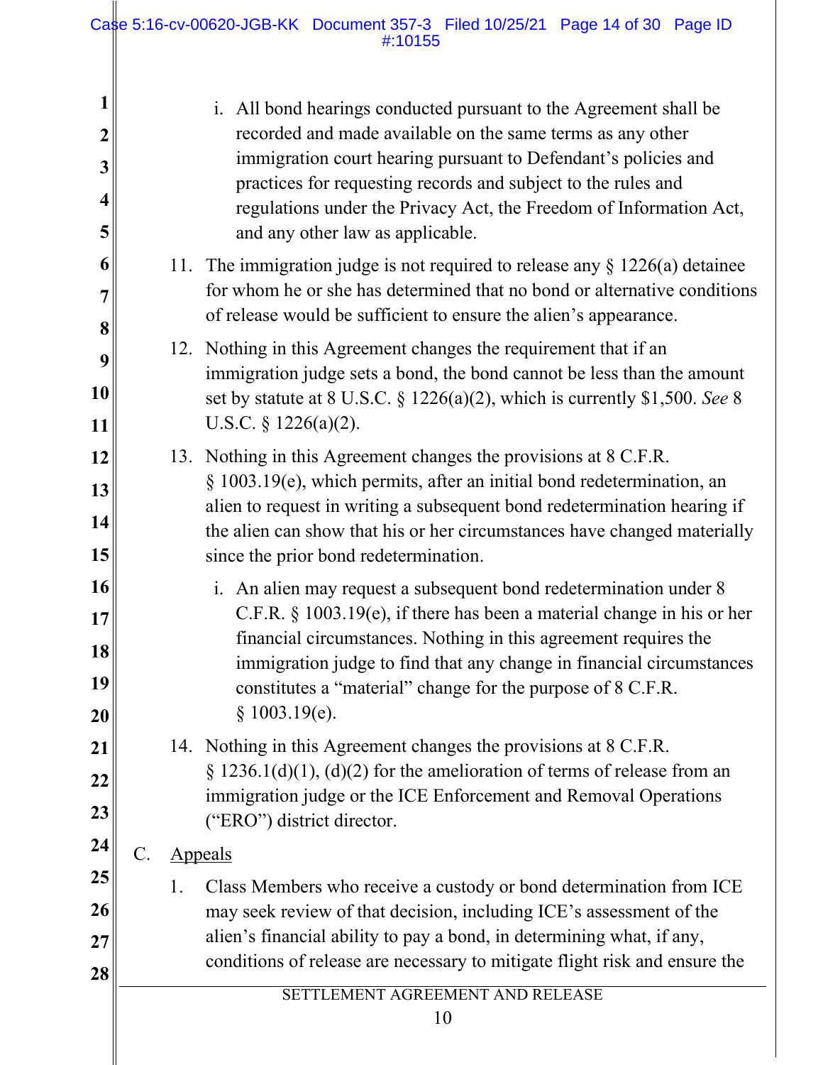i. All bond hearings conducted pursuant to the Agreement shall be recorded and made available on the same terms as any other immigration court hearing pursuant to Defendant's policies and practices for requesting records and subject to the rules and regulations under the Privacy Act, the Freedom of Information Act, and any other law as applicable.

11. The immigration judge is not required to release any § 1226(a) detainee for whom he or she has determined that no bond or alternative conditions of release would be sufficient to ensure the alien's appearance.

12. Nothing in this Agreement changes the requirement that if an immigration judge sets a bond, the bond cannot be less than the amount set by statute at 8 U.S.C. § 1226(a)(2), which is currently $1,500. *See* 8 U.S.C. § 1226(a)(2).

13. Nothing in this Agreement changes the provisions at 8 C.F.R. § 1003.19(e), which permits, after an initial bond redetermination, an alien to request in writing a subsequent bond redetermination hearing if the alien can show that his or her circumstances have changed materially since the prior bond redetermination.

    i. An alien may request a subsequent bond redetermination under 8 C.F.R. § 1003.19(e), if there has been a material change in his or her financial circumstances. Nothing in this agreement requires the immigration judge to find that any change in financial circumstances constitutes a "material" change for the purpose of 8 C.F.R. § 1003.19(e).

14. Nothing in this Agreement changes the provisions at 8 C.F.R. § 1236.1(d)(1), (d)(2) for the amelioration of terms of release from an immigration judge or the ICE Enforcement and Removal Operations ("ERO") district director.

C. <u>Appeals</u>

1. Class Members who receive a custody or bond determination from ICE may seek review of that decision, including ICE's assessment of the alien's financial ability to pay a bond, in determining what, if any, conditions of release are necessary to mitigate flight risk and ensure the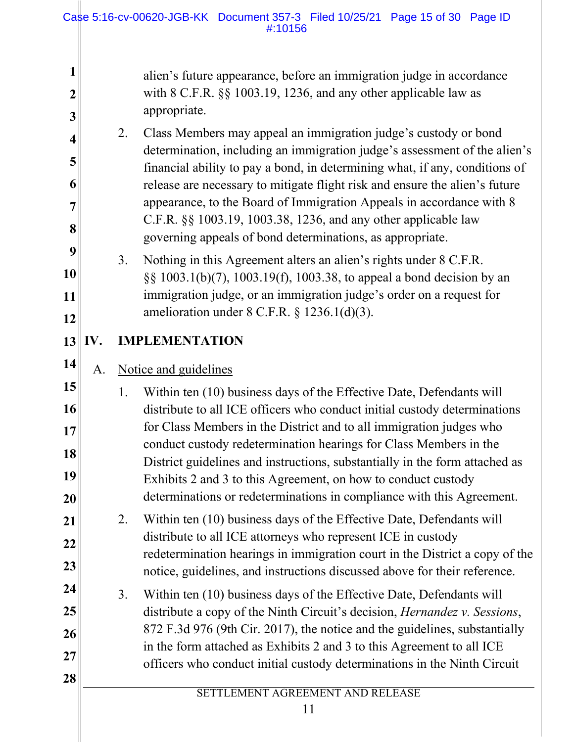alien's future appearance, before an immigration judge in accordance with 8 C.F.R. §§ 1003.19, 1236, and any other applicable law as appropriate.

2. Class Members may appeal an immigration judge's custody or bond determination, including an immigration judge's assessment of the alien's financial ability to pay a bond, in determining what, if any, conditions of release are necessary to mitigate flight risk and ensure the alien's future appearance, to the Board of Immigration Appeals in accordance with 8 C.F.R. §§ 1003.19, 1003.38, 1236, and any other applicable law governing appeals of bond determinations, as appropriate.

3. Nothing in this Agreement alters an alien's rights under 8 C.F.R. §§ 1003.1(b)(7), 1003.19(f), 1003.38, to appeal a bond decision by an immigration judge, or an immigration judge's order on a request for amelioration under 8 C.F.R. § 1236.1(d)(3).

## IV. IMPLEMENTATION

A. Notice and guidelines

1. Within ten (10) business days of the Effective Date, Defendants will distribute to all ICE officers who conduct initial custody determinations for Class Members in the District and to all immigration judges who conduct custody redetermination hearings for Class Members in the District guidelines and instructions, substantially in the form attached as Exhibits 2 and 3 to this Agreement, on how to conduct custody determinations or redeterminations in compliance with this Agreement.

2. Within ten (10) business days of the Effective Date, Defendants will distribute to all ICE attorneys who represent ICE in custody redetermination hearings in immigration court in the District a copy of the notice, guidelines, and instructions discussed above for their reference.

3. Within ten (10) business days of the Effective Date, Defendants will distribute a copy of the Ninth Circuit's decision, *Hernandez v. Sessions*, 872 F.3d 976 (9th Cir. 2017), the notice and the guidelines, substantially in the form attached as Exhibits 2 and 3 to this Agreement to all ICE officers who conduct initial custody determinations in the Ninth Circuit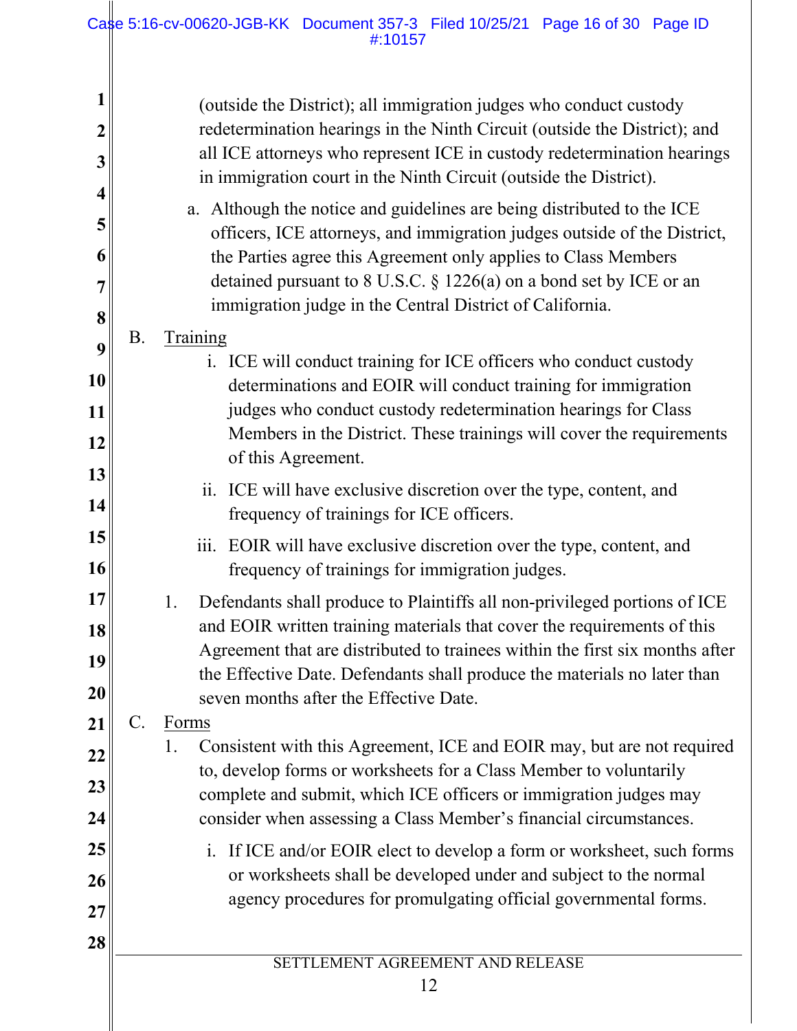(outside the District); all immigration judges who conduct custody redetermination hearings in the Ninth Circuit (outside the District); and all ICE attorneys who represent ICE in custody redetermination hearings in immigration court in the Ninth Circuit (outside the District).

a. Although the notice and guidelines are being distributed to the ICE officers, ICE attorneys, and immigration judges outside of the District, the Parties agree this Agreement only applies to Class Members detained pursuant to 8 U.S.C. § 1226(a) on a bond set by ICE or an immigration judge in the Central District of California.

B. <u>Training</u>

i. ICE will conduct training for ICE officers who conduct custody determinations and EOIR will conduct training for immigration judges who conduct custody redetermination hearings for Class Members in the District. These trainings will cover the requirements of this Agreement.

ii. ICE will have exclusive discretion over the type, content, and frequency of trainings for ICE officers.

iii. EOIR will have exclusive discretion over the type, content, and frequency of trainings for immigration judges.

1. Defendants shall produce to Plaintiffs all non-privileged portions of ICE and EOIR written training materials that cover the requirements of this Agreement that are distributed to trainees within the first six months after the Effective Date. Defendants shall produce the materials no later than seven months after the Effective Date.

C. <u>Forms</u>

1. Consistent with this Agreement, ICE and EOIR may, but are not required to, develop forms or worksheets for a Class Member to voluntarily complete and submit, which ICE officers or immigration judges may consider when assessing a Class Member's financial circumstances.

i. If ICE and/or EOIR elect to develop a form or worksheet, such forms or worksheets shall be developed under and subject to the normal agency procedures for promulgating official governmental forms.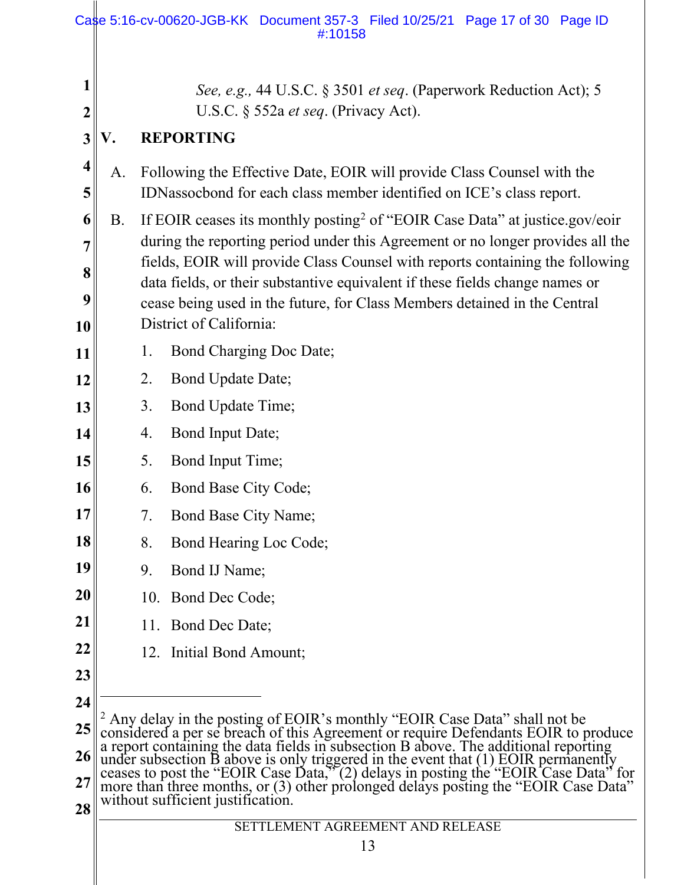*See, e.g.,* 44 U.S.C. § 3501 *et seq*. (Paperwork Reduction Act); 5 U.S.C. § 552a *et seq*. (Privacy Act).

## V. REPORTING

A. Following the Effective Date, EOIR will provide Class Counsel with the IDNassocbond for each class member identified on ICE's class report.

B. If EOIR ceases its monthly posting[2] of "EOIR Case Data" at justice.gov/eoir during the reporting period under this Agreement or no longer provides all the fields, EOIR will provide Class Counsel with reports containing the following data fields, or their substantive equivalent if these fields change names or cease being used in the future, for Class Members detained in the Central District of California:

1. Bond Charging Doc Date;
2. Bond Update Date;
3. Bond Update Time;
4. Bond Input Date;
5. Bond Input Time;
6. Bond Base City Code;
7. Bond Base City Name;
8. Bond Hearing Loc Code;
9. Bond IJ Name;
10. Bond Dec Code;
11. Bond Dec Date;
12. Initial Bond Amount;

---

[2] Any delay in the posting of EOIR's monthly "EOIR Case Data" shall not be considered a per se breach of this Agreement or require Defendants EOIR to produce a report containing the data fields in subsection B above. The additional reporting under subsection B above is only triggered in the event that (1) EOIR permanently ceases to post the "EOIR Case Data," (2) delays in posting the "EOIR Case Data" for more than three months, or (3) other prolonged delays posting the "EOIR Case Data" without sufficient justification.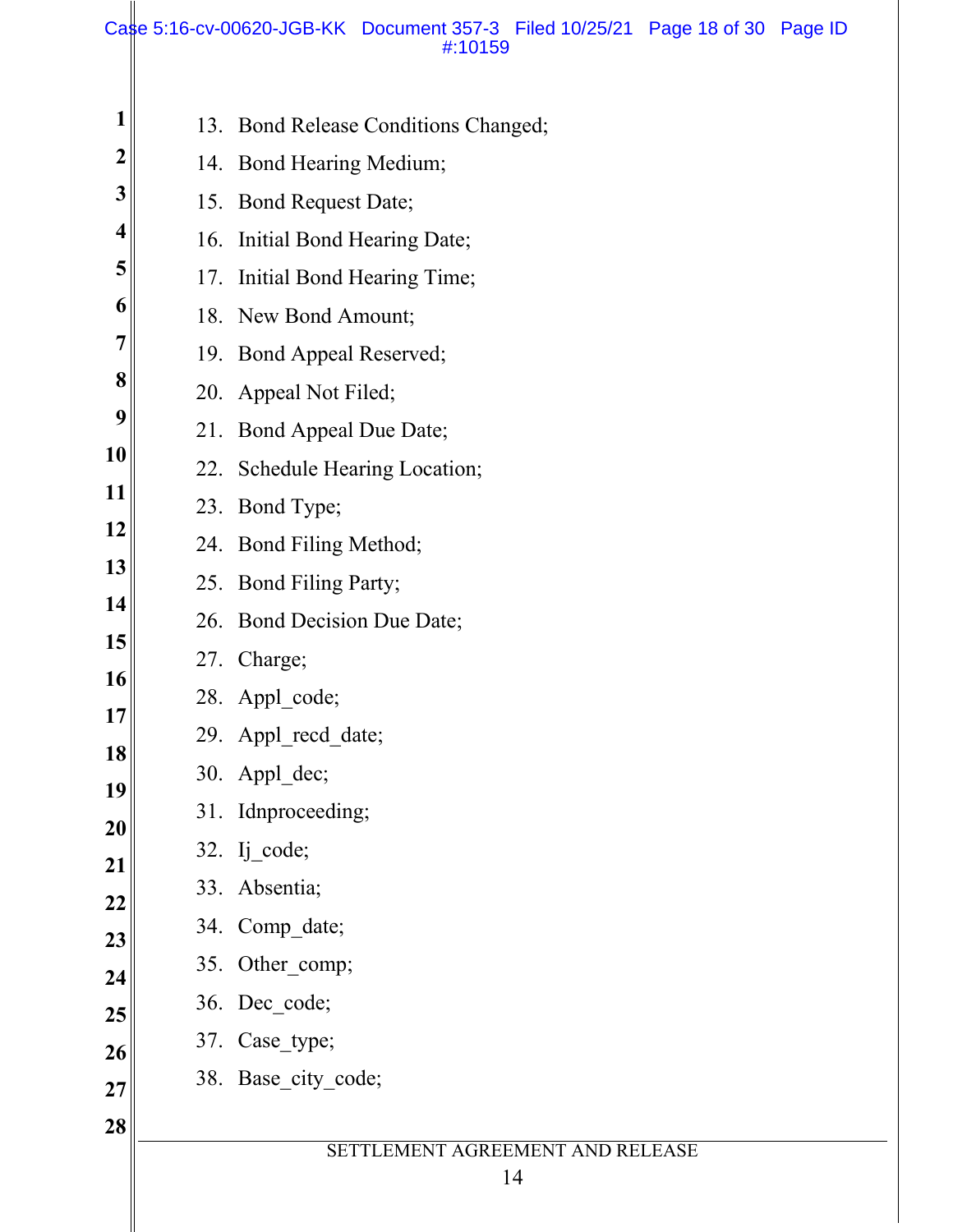13. Bond Release Conditions Changed;
14. Bond Hearing Medium;
15. Bond Request Date;
16. Initial Bond Hearing Date;
17. Initial Bond Hearing Time;
18. New Bond Amount;
19. Bond Appeal Reserved;
20. Appeal Not Filed;
21. Bond Appeal Due Date;
22. Schedule Hearing Location;
23. Bond Type;
24. Bond Filing Method;
25. Bond Filing Party;
26. Bond Decision Due Date;
27. Charge;
28. Appl_code;
29. Appl_recd_date;
30. Appl_dec;
31. Idnproceeding;
32. Ij_code;
33. Absentia;
34. Comp_date;
35. Other_comp;
36. Dec_code;
37. Case_type;
38. Base_city_code;

SETTLEMENT AGREEMENT AND RELEASE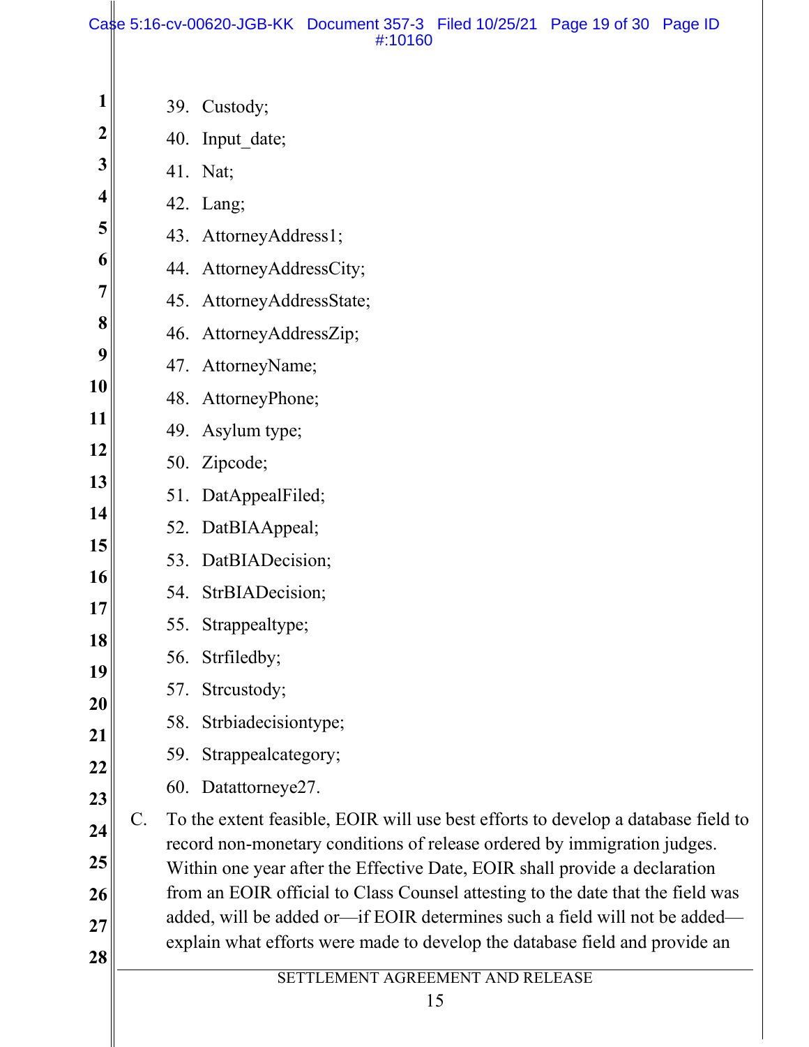39. Custody;
40. Input_date;
41. Nat;
42. Lang;
43. AttorneyAddress1;
44. AttorneyAddressCity;
45. AttorneyAddressState;
46. AttorneyAddressZip;
47. AttorneyName;
48. AttorneyPhone;
49. Asylum type;
50. Zipcode;
51. DatAppealFiled;
52. DatBIAAppeal;
53. DatBIADecision;
54. StrBIADecision;
55. Strappealtype;
56. Strfiledby;
57. Strcustody;
58. Strbiadecisiontype;
59. Strappealcategory;
60. Datattorneye27.

C. To the extent feasible, EOIR will use best efforts to develop a database field to record non-monetary conditions of release ordered by immigration judges. Within one year after the Effective Date, EOIR shall provide a declaration from an EOIR official to Class Counsel attesting to the date that the field was added, will be added or—if EOIR determines such a field will not be added—explain what efforts were made to develop the database field and provide an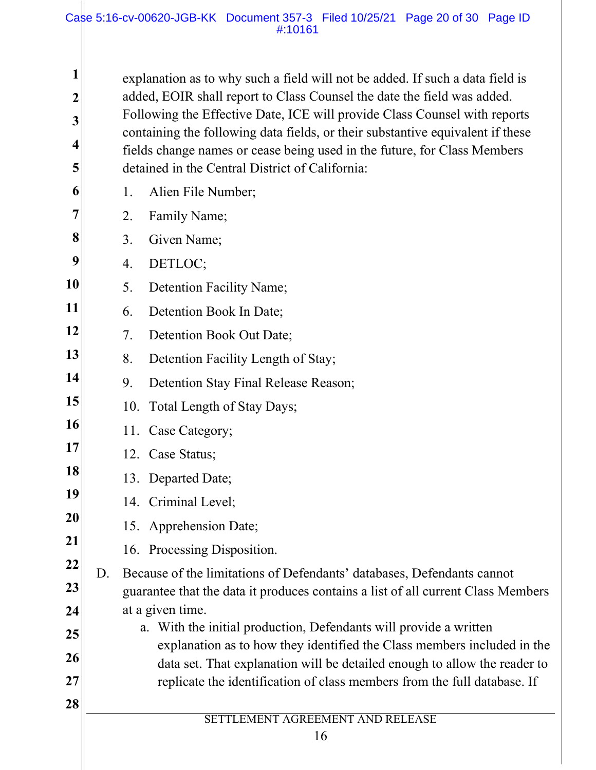explanation as to why such a field will not be added. If such a data field is added, EOIR shall report to Class Counsel the date the field was added. Following the Effective Date, ICE will provide Class Counsel with reports containing the following data fields, or their substantive equivalent if these fields change names or cease being used in the future, for Class Members detained in the Central District of California:

1. Alien File Number;
2. Family Name;
3. Given Name;
4. DETLOC;
5. Detention Facility Name;
6. Detention Book In Date;
7. Detention Book Out Date;
8. Detention Facility Length of Stay;
9. Detention Stay Final Release Reason;
10. Total Length of Stay Days;
11. Case Category;
12. Case Status;
13. Departed Date;
14. Criminal Level;
15. Apprehension Date;
16. Processing Disposition.

D. Because of the limitations of Defendants' databases, Defendants cannot guarantee that the data it produces contains a list of all current Class Members at a given time.

   a. With the initial production, Defendants will provide a written explanation as to how they identified the Class members included in the data set. That explanation will be detailed enough to allow the reader to replicate the identification of class members from the full database. If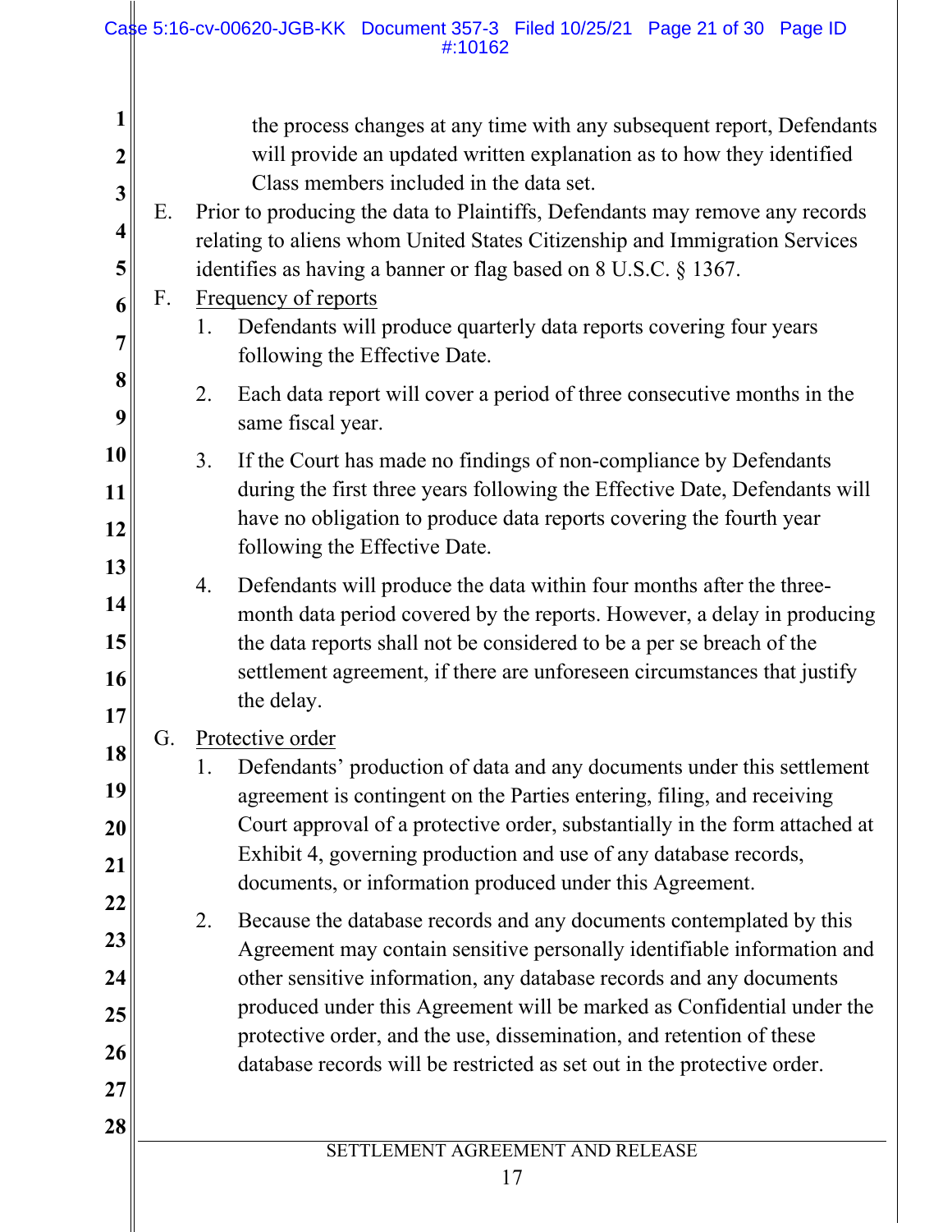the process changes at any time with any subsequent report, Defendants will provide an updated written explanation as to how they identified Class members included in the data set.

E. Prior to producing the data to Plaintiffs, Defendants may remove any records relating to aliens whom United States Citizenship and Immigration Services identifies as having a banner or flag based on 8 U.S.C. § 1367.

F. <u>Frequency of reports</u>

1. Defendants will produce quarterly data reports covering four years following the Effective Date.

2. Each data report will cover a period of three consecutive months in the same fiscal year.

3. If the Court has made no findings of non-compliance by Defendants during the first three years following the Effective Date, Defendants will have no obligation to produce data reports covering the fourth year following the Effective Date.

4. Defendants will produce the data within four months after the three-month data period covered by the reports. However, a delay in producing the data reports shall not be considered to be a per se breach of the settlement agreement, if there are unforeseen circumstances that justify the delay.

G. <u>Protective order</u>

1. Defendants' production of data and any documents under this settlement agreement is contingent on the Parties entering, filing, and receiving Court approval of a protective order, substantially in the form attached at Exhibit 4, governing production and use of any database records, documents, or information produced under this Agreement.

2. Because the database records and any documents contemplated by this Agreement may contain sensitive personally identifiable information and other sensitive information, any database records and any documents produced under this Agreement will be marked as Confidential under the protective order, and the use, dissemination, and retention of these database records will be restricted as set out in the protective order.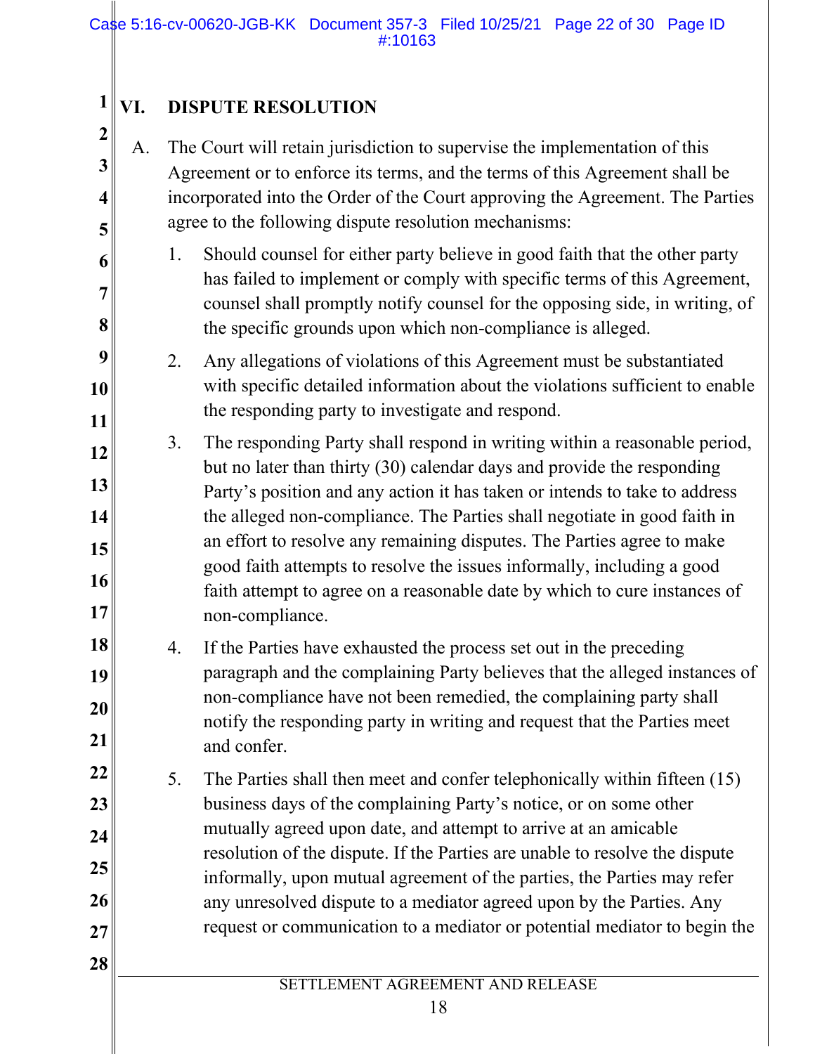## VI. DISPUTE RESOLUTION

A. The Court will retain jurisdiction to supervise the implementation of this Agreement or to enforce its terms, and the terms of this Agreement shall be incorporated into the Order of the Court approving the Agreement. The Parties agree to the following dispute resolution mechanisms:

1. Should counsel for either party believe in good faith that the other party has failed to implement or comply with specific terms of this Agreement, counsel shall promptly notify counsel for the opposing side, in writing, of the specific grounds upon which non-compliance is alleged.

2. Any allegations of violations of this Agreement must be substantiated with specific detailed information about the violations sufficient to enable the responding party to investigate and respond.

3. The responding Party shall respond in writing within a reasonable period, but no later than thirty (30) calendar days and provide the responding Party's position and any action it has taken or intends to take to address the alleged non-compliance. The Parties shall negotiate in good faith in an effort to resolve any remaining disputes. The Parties agree to make good faith attempts to resolve the issues informally, including a good faith attempt to agree on a reasonable date by which to cure instances of non-compliance.

4. If the Parties have exhausted the process set out in the preceding paragraph and the complaining Party believes that the alleged instances of non-compliance have not been remedied, the complaining party shall notify the responding party in writing and request that the Parties meet and confer.

5. The Parties shall then meet and confer telephonically within fifteen (15) business days of the complaining Party's notice, or on some other mutually agreed upon date, and attempt to arrive at an amicable resolution of the dispute. If the Parties are unable to resolve the dispute informally, upon mutual agreement of the parties, the Parties may refer any unresolved dispute to a mediator agreed upon by the Parties. Any request or communication to a mediator or potential mediator to begin the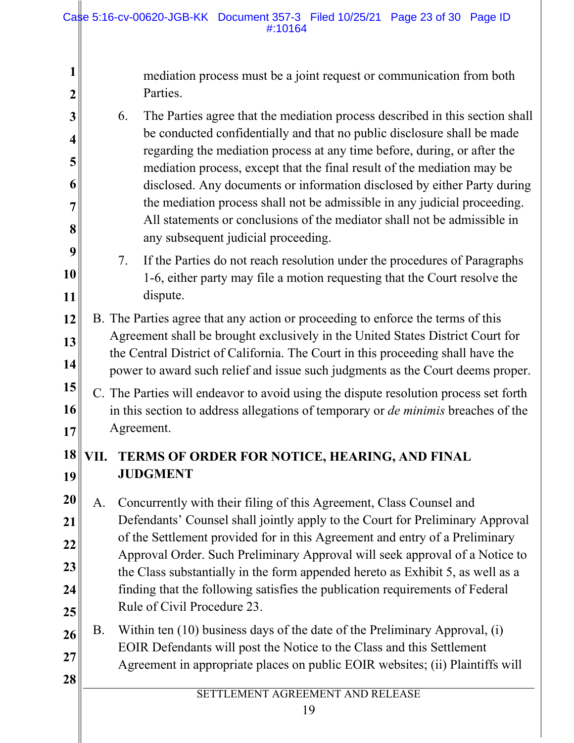mediation process must be a joint request or communication from both Parties.

6. The Parties agree that the mediation process described in this section shall be conducted confidentially and that no public disclosure shall be made regarding the mediation process at any time before, during, or after the mediation process, except that the final result of the mediation may be disclosed. Any documents or information disclosed by either Party during the mediation process shall not be admissible in any judicial proceeding. All statements or conclusions of the mediator shall not be admissible in any subsequent judicial proceeding.

7. If the Parties do not reach resolution under the procedures of Paragraphs 1-6, either party may file a motion requesting that the Court resolve the dispute.

B. The Parties agree that any action or proceeding to enforce the terms of this Agreement shall be brought exclusively in the United States District Court for the Central District of California. The Court in this proceeding shall have the power to award such relief and issue such judgments as the Court deems proper.

C. The Parties will endeavor to avoid using the dispute resolution process set forth in this section to address allegations of temporary or *de minimis* breaches of the Agreement.

## VII. TERMS OF ORDER FOR NOTICE, HEARING, AND FINAL JUDGMENT

A. Concurrently with their filing of this Agreement, Class Counsel and Defendants' Counsel shall jointly apply to the Court for Preliminary Approval of the Settlement provided for in this Agreement and entry of a Preliminary Approval Order. Such Preliminary Approval will seek approval of a Notice to the Class substantially in the form appended hereto as Exhibit 5, as well as a finding that the following satisfies the publication requirements of Federal Rule of Civil Procedure 23.

B. Within ten (10) business days of the date of the Preliminary Approval, (i) EOIR Defendants will post the Notice to the Class and this Settlement Agreement in appropriate places on public EOIR websites; (ii) Plaintiffs will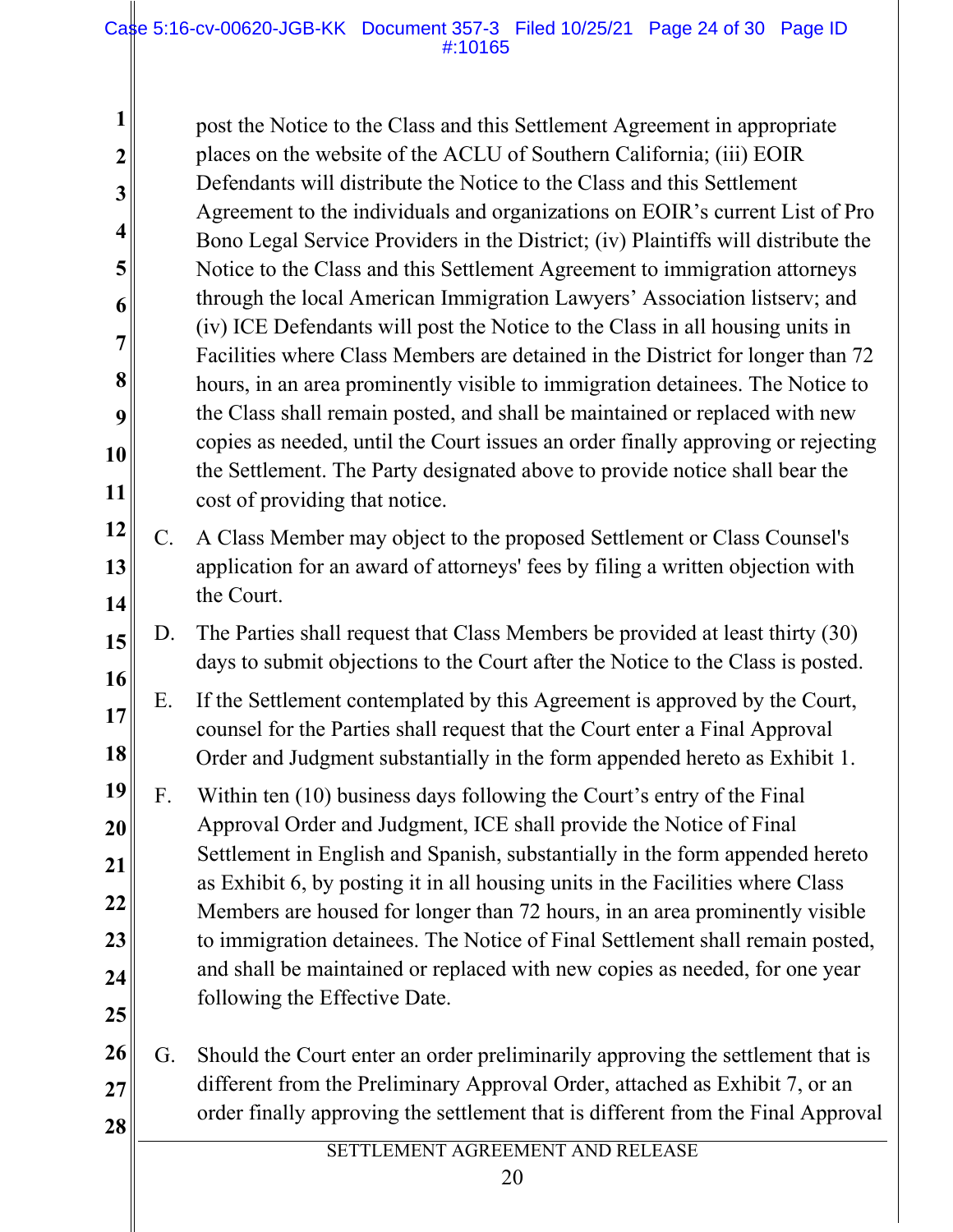post the Notice to the Class and this Settlement Agreement in appropriate places on the website of the ACLU of Southern California; (iii) EOIR Defendants will distribute the Notice to the Class and this Settlement Agreement to the individuals and organizations on EOIR's current List of Pro Bono Legal Service Providers in the District; (iv) Plaintiffs will distribute the Notice to the Class and this Settlement Agreement to immigration attorneys through the local American Immigration Lawyers' Association listserv; and (iv) ICE Defendants will post the Notice to the Class in all housing units in Facilities where Class Members are detained in the District for longer than 72 hours, in an area prominently visible to immigration detainees. The Notice to the Class shall remain posted, and shall be maintained or replaced with new copies as needed, until the Court issues an order finally approving or rejecting the Settlement. The Party designated above to provide notice shall bear the cost of providing that notice.

C. A Class Member may object to the proposed Settlement or Class Counsel's application for an award of attorneys' fees by filing a written objection with the Court.

D. The Parties shall request that Class Members be provided at least thirty (30) days to submit objections to the Court after the Notice to the Class is posted.

E. If the Settlement contemplated by this Agreement is approved by the Court, counsel for the Parties shall request that the Court enter a Final Approval Order and Judgment substantially in the form appended hereto as Exhibit 1.

F. Within ten (10) business days following the Court's entry of the Final Approval Order and Judgment, ICE shall provide the Notice of Final Settlement in English and Spanish, substantially in the form appended hereto as Exhibit 6, by posting it in all housing units in the Facilities where Class Members are housed for longer than 72 hours, in an area prominently visible to immigration detainees. The Notice of Final Settlement shall remain posted, and shall be maintained or replaced with new copies as needed, for one year following the Effective Date.

G. Should the Court enter an order preliminarily approving the settlement that is different from the Preliminary Approval Order, attached as Exhibit 7, or an order finally approving the settlement that is different from the Final Approval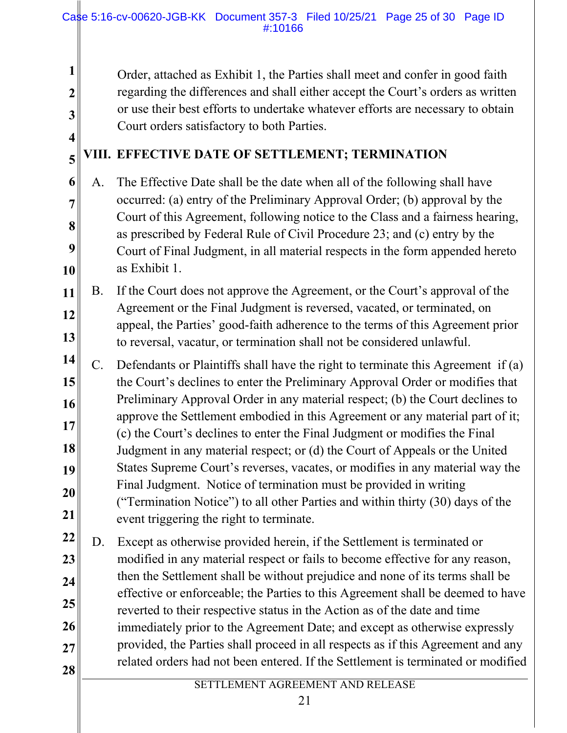Order, attached as Exhibit 1, the Parties shall meet and confer in good faith regarding the differences and shall either accept the Court's orders as written or use their best efforts to undertake whatever efforts are necessary to obtain Court orders satisfactory to both Parties.

## VIII. EFFECTIVE DATE OF SETTLEMENT; TERMINATION

A. The Effective Date shall be the date when all of the following shall have occurred: (a) entry of the Preliminary Approval Order; (b) approval by the Court of this Agreement, following notice to the Class and a fairness hearing, as prescribed by Federal Rule of Civil Procedure 23; and (c) entry by the Court of Final Judgment, in all material respects in the form appended hereto as Exhibit 1.

B. If the Court does not approve the Agreement, or the Court's approval of the Agreement or the Final Judgment is reversed, vacated, or terminated, on appeal, the Parties' good-faith adherence to the terms of this Agreement prior to reversal, vacatur, or termination shall not be considered unlawful.

C. Defendants or Plaintiffs shall have the right to terminate this Agreement if (a) the Court's declines to enter the Preliminary Approval Order or modifies that Preliminary Approval Order in any material respect; (b) the Court declines to approve the Settlement embodied in this Agreement or any material part of it; (c) the Court's declines to enter the Final Judgment or modifies the Final Judgment in any material respect; or (d) the Court of Appeals or the United States Supreme Court's reverses, vacates, or modifies in any material way the Final Judgment. Notice of termination must be provided in writing ("Termination Notice") to all other Parties and within thirty (30) days of the event triggering the right to terminate.

D. Except as otherwise provided herein, if the Settlement is terminated or modified in any material respect or fails to become effective for any reason, then the Settlement shall be without prejudice and none of its terms shall be effective or enforceable; the Parties to this Agreement shall be deemed to have reverted to their respective status in the Action as of the date and time immediately prior to the Agreement Date; and except as otherwise expressly provided, the Parties shall proceed in all respects as if this Agreement and any related orders had not been entered. If the Settlement is terminated or modified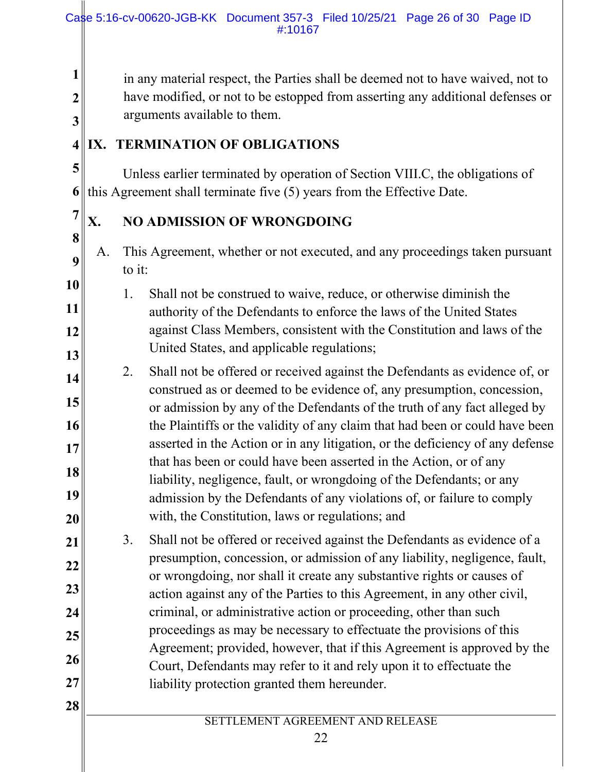in any material respect, the Parties shall be deemed not to have waived, not to have modified, or not to be estopped from asserting any additional defenses or arguments available to them.

## IX. TERMINATION OF OBLIGATIONS

Unless earlier terminated by operation of Section VIII.C, the obligations of this Agreement shall terminate five (5) years from the Effective Date.

## X. NO ADMISSION OF WRONGDOING

A. This Agreement, whether or not executed, and any proceedings taken pursuant to it:

1. Shall not be construed to waive, reduce, or otherwise diminish the authority of the Defendants to enforce the laws of the United States against Class Members, consistent with the Constitution and laws of the United States, and applicable regulations;

2. Shall not be offered or received against the Defendants as evidence of, or construed as or deemed to be evidence of, any presumption, concession, or admission by any of the Defendants of the truth of any fact alleged by the Plaintiffs or the validity of any claim that had been or could have been asserted in the Action or in any litigation, or the deficiency of any defense that has been or could have been asserted in the Action, or of any liability, negligence, fault, or wrongdoing of the Defendants; or any admission by the Defendants of any violations of, or failure to comply with, the Constitution, laws or regulations; and

3. Shall not be offered or received against the Defendants as evidence of a presumption, concession, or admission of any liability, negligence, fault, or wrongdoing, nor shall it create any substantive rights or causes of action against any of the Parties to this Agreement, in any other civil, criminal, or administrative action or proceeding, other than such proceedings as may be necessary to effectuate the provisions of this Agreement; provided, however, that if this Agreement is approved by the Court, Defendants may refer to it and rely upon it to effectuate the liability protection granted them hereunder.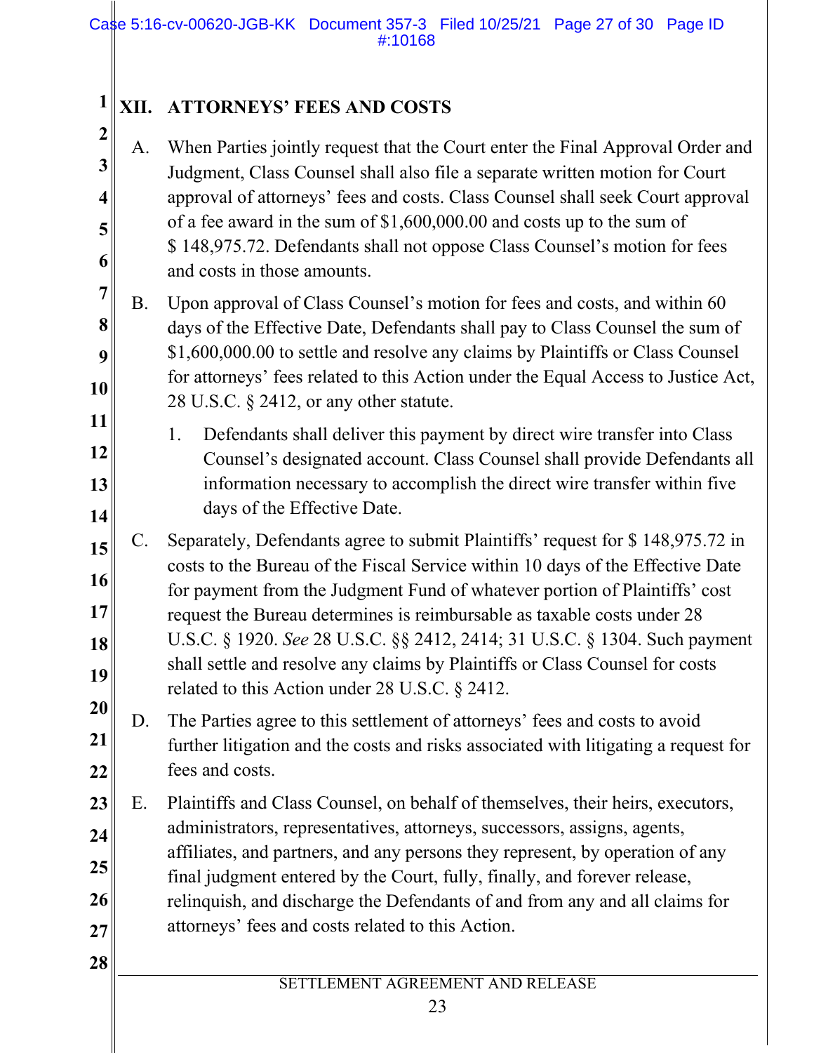## XII. ATTORNEYS' FEES AND COSTS

A. When Parties jointly request that the Court enter the Final Approval Order and Judgment, Class Counsel shall also file a separate written motion for Court approval of attorneys' fees and costs. Class Counsel shall seek Court approval of a fee award in the sum of $1,600,000.00 and costs up to the sum of $ 148,975.72. Defendants shall not oppose Class Counsel's motion for fees and costs in those amounts.

B. Upon approval of Class Counsel's motion for fees and costs, and within 60 days of the Effective Date, Defendants shall pay to Class Counsel the sum of $1,600,000.00 to settle and resolve any claims by Plaintiffs or Class Counsel for attorneys' fees related to this Action under the Equal Access to Justice Act, 28 U.S.C. § 2412, or any other statute.

   1. Defendants shall deliver this payment by direct wire transfer into Class Counsel's designated account. Class Counsel shall provide Defendants all information necessary to accomplish the direct wire transfer within five days of the Effective Date.

C. Separately, Defendants agree to submit Plaintiffs' request for $ 148,975.72 in costs to the Bureau of the Fiscal Service within 10 days of the Effective Date for payment from the Judgment Fund of whatever portion of Plaintiffs' cost request the Bureau determines is reimbursable as taxable costs under 28 U.S.C. § 1920. *See* 28 U.S.C. §§ 2412, 2414; 31 U.S.C. § 1304. Such payment shall settle and resolve any claims by Plaintiffs or Class Counsel for costs related to this Action under 28 U.S.C. § 2412.

D. The Parties agree to this settlement of attorneys' fees and costs to avoid further litigation and the costs and risks associated with litigating a request for fees and costs.

E. Plaintiffs and Class Counsel, on behalf of themselves, their heirs, executors, administrators, representatives, attorneys, successors, assigns, agents, affiliates, and partners, and any persons they represent, by operation of any final judgment entered by the Court, fully, finally, and forever release, relinquish, and discharge the Defendants of and from any and all claims for attorneys' fees and costs related to this Action.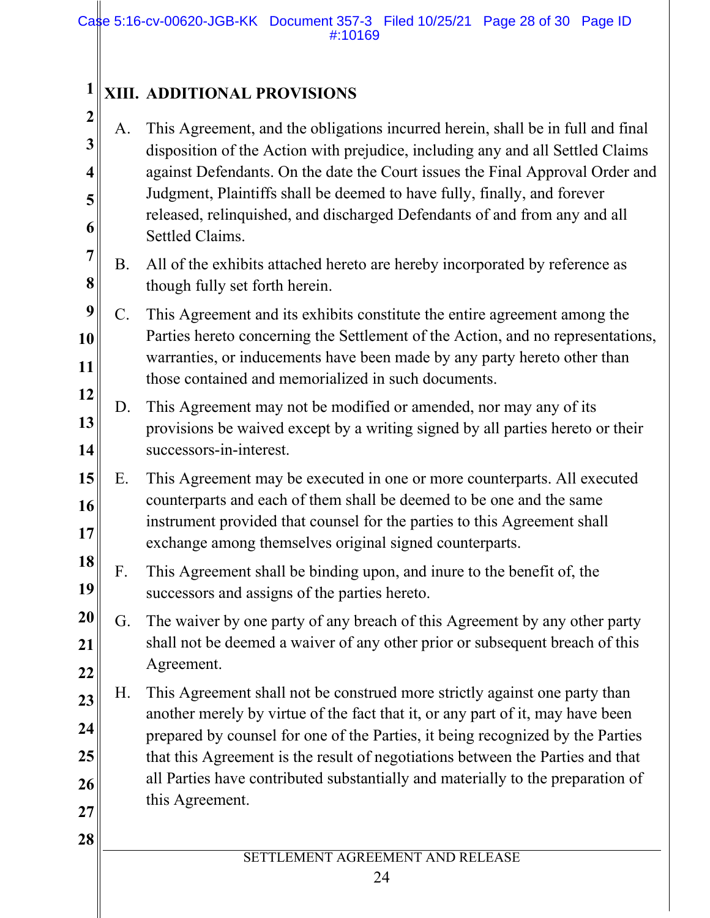## XIII. ADDITIONAL PROVISIONS

A. This Agreement, and the obligations incurred herein, shall be in full and final disposition of the Action with prejudice, including any and all Settled Claims against Defendants. On the date the Court issues the Final Approval Order and Judgment, Plaintiffs shall be deemed to have fully, finally, and forever released, relinquished, and discharged Defendants of and from any and all Settled Claims.

B. All of the exhibits attached hereto are hereby incorporated by reference as though fully set forth herein.

C. This Agreement and its exhibits constitute the entire agreement among the Parties hereto concerning the Settlement of the Action, and no representations, warranties, or inducements have been made by any party hereto other than those contained and memorialized in such documents.

D. This Agreement may not be modified or amended, nor may any of its provisions be waived except by a writing signed by all parties hereto or their successors-in-interest.

E. This Agreement may be executed in one or more counterparts. All executed counterparts and each of them shall be deemed to be one and the same instrument provided that counsel for the parties to this Agreement shall exchange among themselves original signed counterparts.

F. This Agreement shall be binding upon, and inure to the benefit of, the successors and assigns of the parties hereto.

G. The waiver by one party of any breach of this Agreement by any other party shall not be deemed a waiver of any other prior or subsequent breach of this Agreement.

H. This Agreement shall not be construed more strictly against one party than another merely by virtue of the fact that it, or any part of it, may have been prepared by counsel for one of the Parties, it being recognized by the Parties that this Agreement is the result of negotiations between the Parties and that all Parties have contributed substantially and materially to the preparation of this Agreement.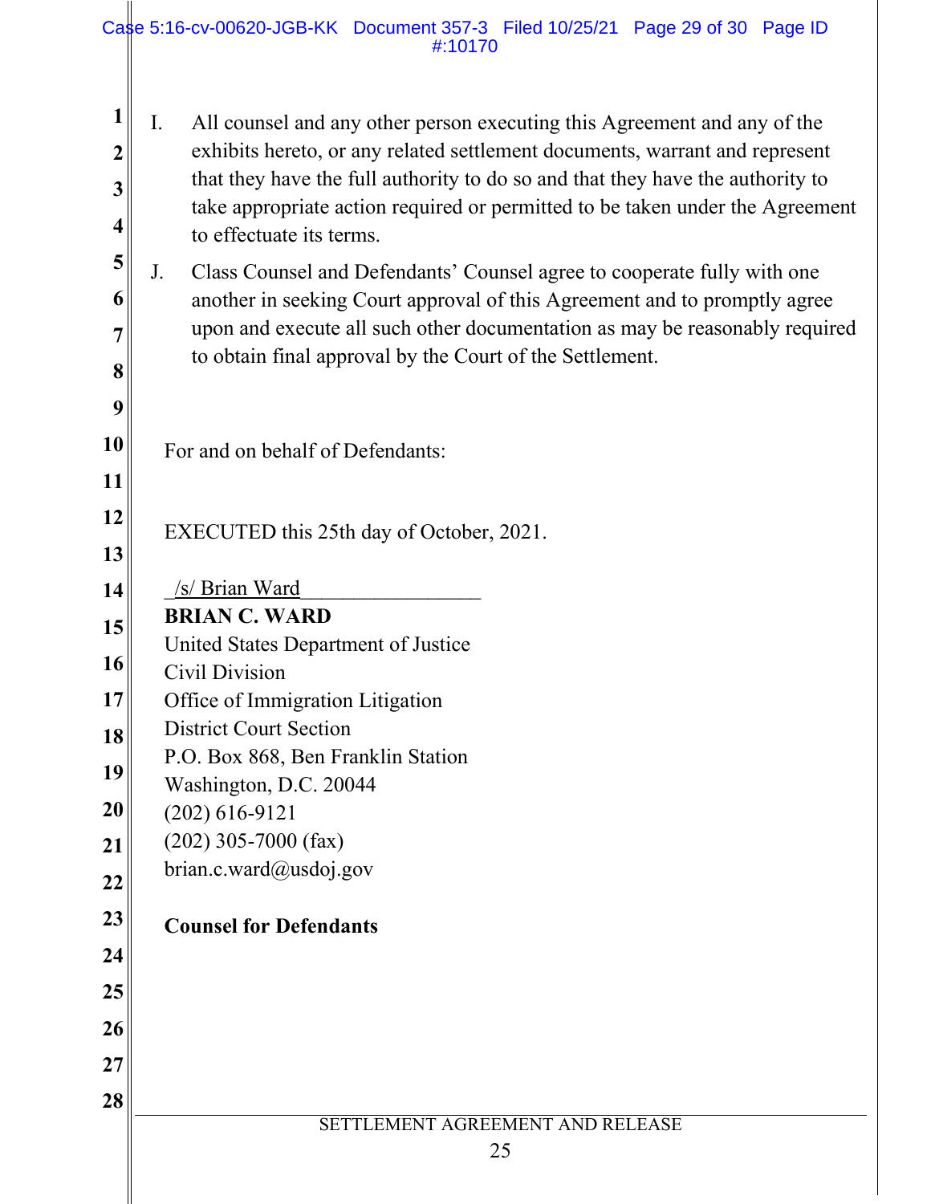I. All counsel and any other person executing this Agreement and any of the exhibits hereto, or any related settlement documents, warrant and represent that they have the full authority to do so and that they have the authority to take appropriate action required or permitted to be taken under the Agreement to effectuate its terms.

J. Class Counsel and Defendants' Counsel agree to cooperate fully with one another in seeking Court approval of this Agreement and to promptly agree upon and execute all such other documentation as may be reasonably required to obtain final approval by the Court of the Settlement.

For and on behalf of Defendants:

EXECUTED this 25th day of October, 2021.

/s/ Brian Ward
**BRIAN C. WARD**
United States Department of Justice
Civil Division
Office of Immigration Litigation
District Court Section
P.O. Box 868, Ben Franklin Station
Washington, D.C. 20044
(202) 616-9121
(202) 305-7000 (fax)
brian.c.ward@usdoj.gov

**Counsel for Defendants**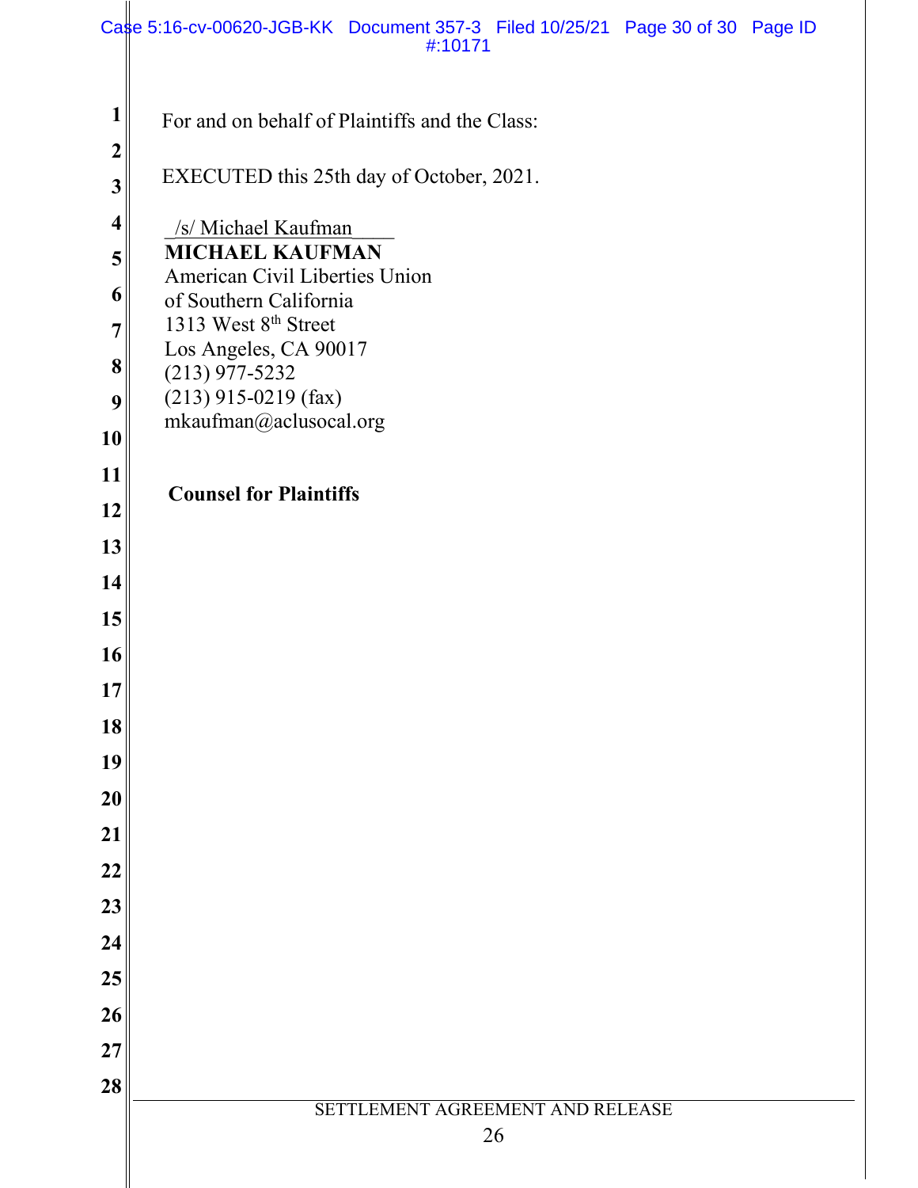For and on behalf of Plaintiffs and the Class:

EXECUTED this 25th day of October, 2021.

_/s/ Michael Kaufman____
**MICHAEL KAUFMAN**
American Civil Liberties Union
of Southern California
1313 West 8th Street
Los Angeles, CA 90017
(213) 977-5232
(213) 915-0219 (fax)
mkaufman@aclusocal.org

**Counsel for Plaintiffs**